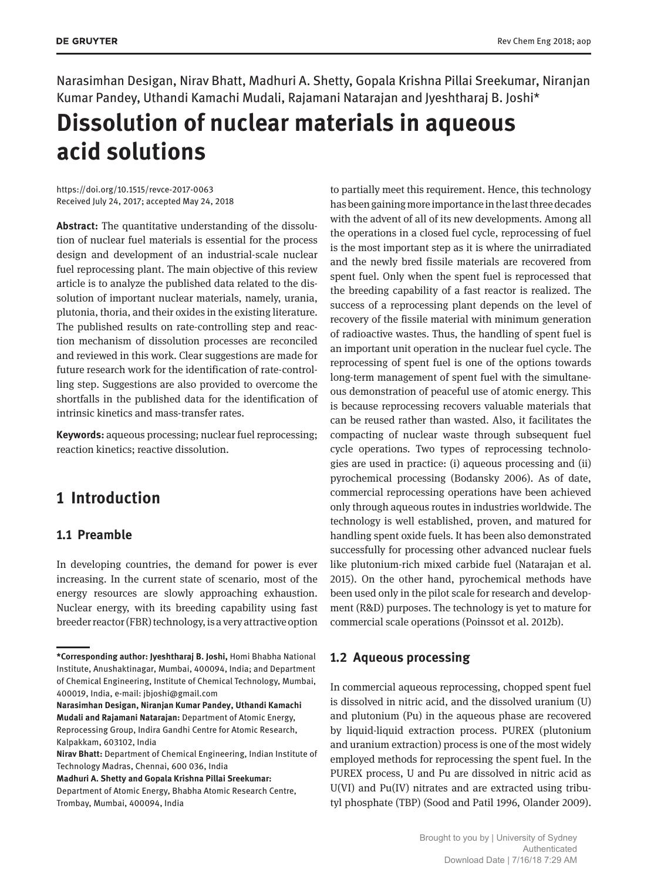Narasimhan Desigan, Nirav Bhatt, Madhuri A. Shetty, Gopala Krishna Pillai Sreekumar, Niranjan Kumar Pandey, Uthandi Kamachi Mudali, Rajamani Natarajan and Jyeshtharaj B. Joshi*

# Dissolution of nuclear materials in aqueous acid solutions

https://doi.org/10.1515/revce-2017-0063
Received July 24, 2017; accepted May 24, 2018

**Abstract:** The quantitative understanding of the dissolution of nuclear fuel materials is essential for the process design and development of an industrial-scale nuclear fuel reprocessing plant. The main objective of this review article is to analyze the published data related to the dissolution of important nuclear materials, namely, urania, plutonia, thoria, and their oxides in the existing literature. The published results on rate-controlling step and reaction mechanism of dissolution processes are reconciled and reviewed in this work. Clear suggestions are made for future research work for the identification of rate-controlling step. Suggestions are also provided to overcome the shortfalls in the published data for the identification of intrinsic kinetics and mass-transfer rates.

**Keywords:** aqueous processing; nuclear fuel reprocessing; reaction kinetics; reactive dissolution.

## 1 Introduction

### 1.1 Preamble

In developing countries, the demand for power is ever increasing. In the current state of scenario, most of the energy resources are slowly approaching exhaustion. Nuclear energy, with its breeding capability using fast breeder reactor (FBR) technology, is a very attractive option to partially meet this requirement. Hence, this technology has been gaining more importance in the last three decades with the advent of all of its new developments. Among all the operations in a closed fuel cycle, reprocessing of fuel is the most important step as it is where the unirradiated and the newly bred fissile materials are recovered from spent fuel. Only when the spent fuel is reprocessed that the breeding capability of a fast reactor is realized. The success of a reprocessing plant depends on the level of recovery of the fissile material with minimum generation of radioactive wastes. Thus, the handling of spent fuel is an important unit operation in the nuclear fuel cycle. The reprocessing of spent fuel is one of the options towards long-term management of spent fuel with the simultaneous demonstration of peaceful use of atomic energy. This is because reprocessing recovers valuable materials that can be reused rather than wasted. Also, it facilitates the compacting of nuclear waste through subsequent fuel cycle operations. Two types of reprocessing technologies are used in practice: (i) aqueous processing and (ii) pyrochemical processing (Bodansky 2006). As of date, commercial reprocessing operations have been achieved only through aqueous routes in industries worldwide. The technology is well established, proven, and matured for handling spent oxide fuels. It has been also demonstrated successfully for processing other advanced nuclear fuels like plutonium-rich mixed carbide fuel (Natarajan et al. 2015). On the other hand, pyrochemical methods have been used only in the pilot scale for research and development (R&D) purposes. The technology is yet to mature for commercial scale operations (Poinssot et al. 2012b).

### 1.2 Aqueous processing

In commercial aqueous reprocessing, chopped spent fuel is dissolved in nitric acid, and the dissolved uranium (U) and plutonium (Pu) in the aqueous phase are recovered by liquid-liquid extraction process. PUREX (plutonium and uranium extraction) process is one of the most widely employed methods for reprocessing the spent fuel. In the PUREX process, U and Pu are dissolved in nitric acid as U(VI) and Pu(IV) nitrates and are extracted using tributyl phosphate (TBP) (Sood and Patil 1996, Olander 2009).

---

**\*Corresponding author: Jyeshtharaj B. Joshi,** Homi Bhabha National Institute, Anushaktinagar, Mumbai, 400094, India; and Department of Chemical Engineering, Institute of Chemical Technology, Mumbai, 400019, India, e-mail: jbjoshi@gmail.com
**Narasimhan Desigan, Niranjan Kumar Pandey, Uthandi Kamachi Mudali and Rajamani Natarajan:** Department of Atomic Energy, Reprocessing Group, Indira Gandhi Centre for Atomic Research, Kalpakkam, 603102, India
**Nirav Bhatt:** Department of Chemical Engineering, Indian Institute of Technology Madras, Chennai, 600 036, India
**Madhuri A. Shetty and Gopala Krishna Pillai Sreekumar:** Department of Atomic Energy, Bhabha Atomic Research Centre, Trombay, Mumbai, 400094, India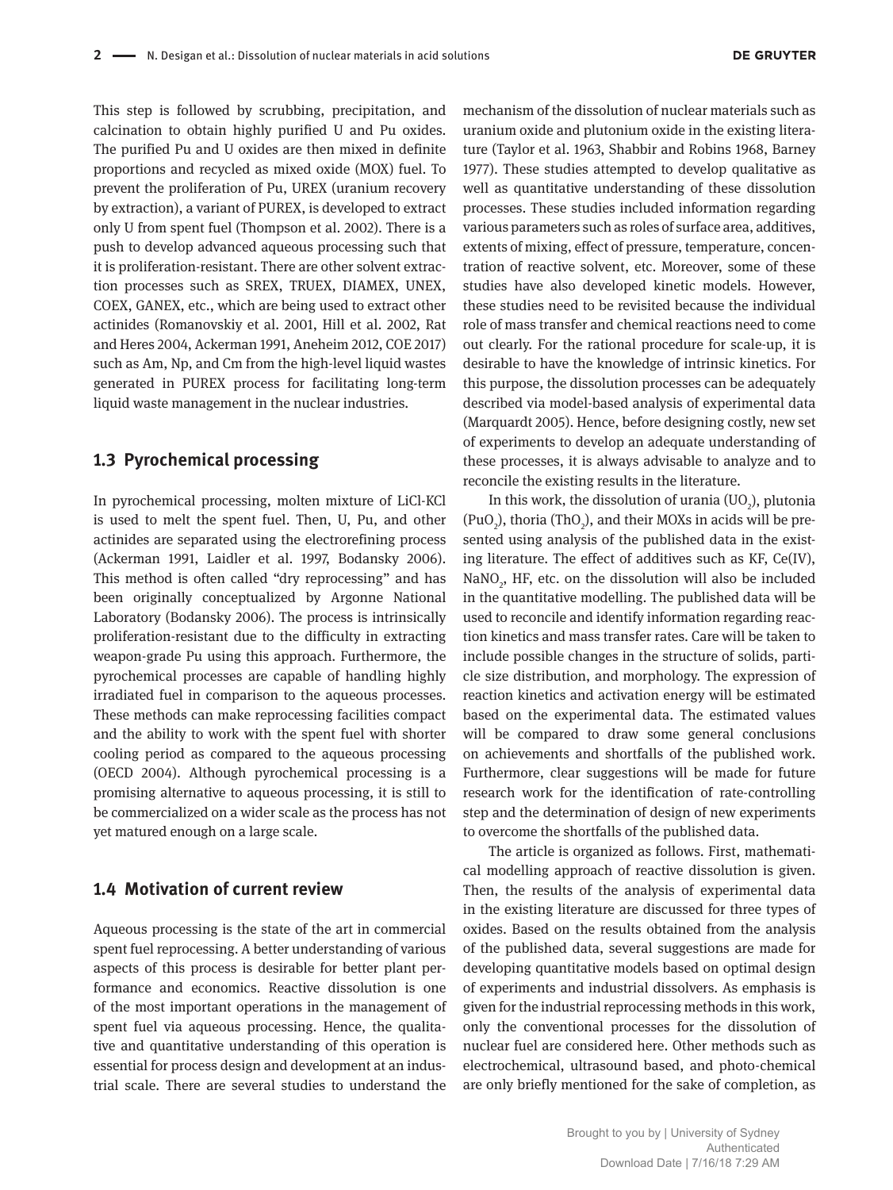This step is followed by scrubbing, precipitation, and calcination to obtain highly purified U and Pu oxides. The purified Pu and U oxides are then mixed in definite proportions and recycled as mixed oxide (MOX) fuel. To prevent the proliferation of Pu, UREX (uranium recovery by extraction), a variant of PUREX, is developed to extract only U from spent fuel (Thompson et al. 2002). There is a push to develop advanced aqueous processing such that it is proliferation-resistant. There are other solvent extraction processes such as SREX, TRUEX, DIAMEX, UNEX, COEX, GANEX, etc., which are being used to extract other actinides (Romanovskiy et al. 2001, Hill et al. 2002, Rat and Heres 2004, Ackerman 1991, Aneheim 2012, COE 2017) such as Am, Np, and Cm from the high-level liquid wastes generated in PUREX process for facilitating long-term liquid waste management in the nuclear industries.

### 1.3 Pyrochemical processing

In pyrochemical processing, molten mixture of LiCl-KCl is used to melt the spent fuel. Then, U, Pu, and other actinides are separated using the electrorefining process (Ackerman 1991, Laidler et al. 1997, Bodansky 2006). This method is often called "dry reprocessing" and has been originally conceptualized by Argonne National Laboratory (Bodansky 2006). The process is intrinsically proliferation-resistant due to the difficulty in extracting weapon-grade Pu using this approach. Furthermore, the pyrochemical processes are capable of handling highly irradiated fuel in comparison to the aqueous processes. These methods can make reprocessing facilities compact and the ability to work with the spent fuel with shorter cooling period as compared to the aqueous processing (OECD 2004). Although pyrochemical processing is a promising alternative to aqueous processing, it is still to be commercialized on a wider scale as the process has not yet matured enough on a large scale.

### 1.4 Motivation of current review

Aqueous processing is the state of the art in commercial spent fuel reprocessing. A better understanding of various aspects of this process is desirable for better plant performance and economics. Reactive dissolution is one of the most important operations in the management of spent fuel via aqueous processing. Hence, the qualitative and quantitative understanding of this operation is essential for process design and development at an industrial scale. There are several studies to understand the mechanism of the dissolution of nuclear materials such as uranium oxide and plutonium oxide in the existing literature (Taylor et al. 1963, Shabbir and Robins 1968, Barney 1977). These studies attempted to develop qualitative as well as quantitative understanding of these dissolution processes. These studies included information regarding various parameters such as roles of surface area, additives, extents of mixing, effect of pressure, temperature, concentration of reactive solvent, etc. Moreover, some of these studies have also developed kinetic models. However, these studies need to be revisited because the individual role of mass transfer and chemical reactions need to come out clearly. For the rational procedure for scale-up, it is desirable to have the knowledge of intrinsic kinetics. For this purpose, the dissolution processes can be adequately described via model-based analysis of experimental data (Marquardt 2005). Hence, before designing costly, new set of experiments to develop an adequate understanding of these processes, it is always advisable to analyze and to reconcile the existing results in the literature.

In this work, the dissolution of urania ($UO_2$), plutonia ($PuO_2$), thoria ($ThO_2$), and their MOXs in acids will be presented using analysis of the published data in the existing literature. The effect of additives such as KF, Ce(IV), $NaNO_2$, HF, etc. on the dissolution will also be included in the quantitative modelling. The published data will be used to reconcile and identify information regarding reaction kinetics and mass transfer rates. Care will be taken to include possible changes in the structure of solids, particle size distribution, and morphology. The expression of reaction kinetics and activation energy will be estimated based on the experimental data. The estimated values will be compared to draw some general conclusions on achievements and shortfalls of the published work. Furthermore, clear suggestions will be made for future research work for the identification of rate-controlling step and the determination of design of new experiments to overcome the shortfalls of the published data.

The article is organized as follows. First, mathematical modelling approach of reactive dissolution is given. Then, the results of the analysis of experimental data in the existing literature are discussed for three types of oxides. Based on the results obtained from the analysis of the published data, several suggestions are made for developing quantitative models based on optimal design of experiments and industrial dissolvers. As emphasis is given for the industrial reprocessing methods in this work, only the conventional processes for the dissolution of nuclear fuel are considered here. Other methods such as electrochemical, ultrasound based, and photo-chemical are only briefly mentioned for the sake of completion, as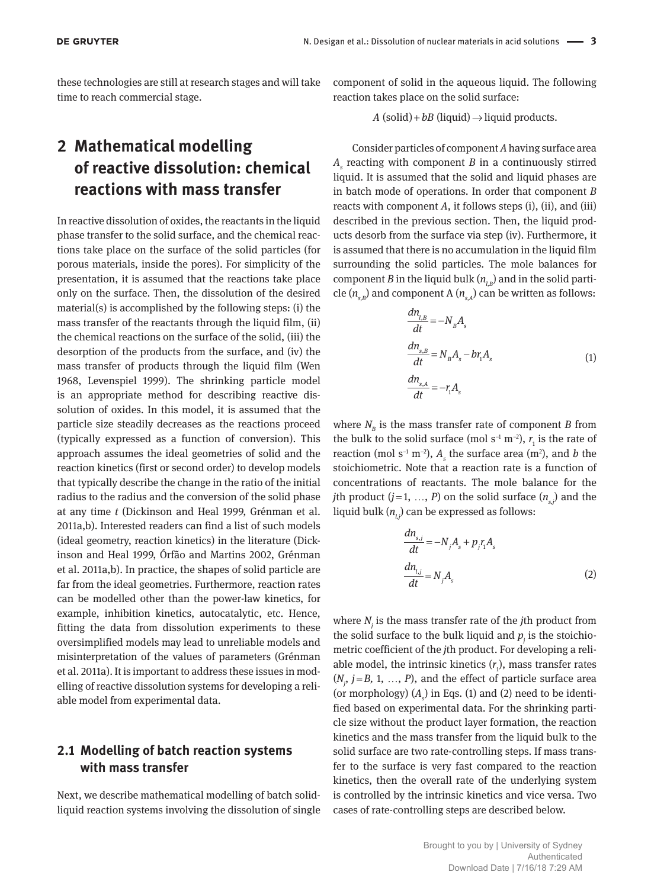these technologies are still at research stages and will take time to reach commercial stage.

## 2 Mathematical modelling of reactive dissolution: chemical reactions with mass transfer

In reactive dissolution of oxides, the reactants in the liquid phase transfer to the solid surface, and the chemical reactions take place on the surface of the solid particles (for porous materials, inside the pores). For simplicity of the presentation, it is assumed that the reactions take place only on the surface. Then, the dissolution of the desired material(s) is accomplished by the following steps: (i) the mass transfer of the reactants through the liquid film, (ii) the chemical reactions on the surface of the solid, (iii) the desorption of the products from the surface, and (iv) the mass transfer of products through the liquid film (Wen 1968, Levenspiel 1999). The shrinking particle model is an appropriate method for describing reactive dissolution of oxides. In this model, it is assumed that the particle size steadily decreases as the reactions proceed (typically expressed as a function of conversion). This approach assumes the ideal geometries of solid and the reaction kinetics (first or second order) to develop models that typically describe the change in the ratio of the initial radius to the radius and the conversion of the solid phase at any time *t* (Dickinson and Heal 1999, Grénman et al. 2011a,b). Interested readers can find a list of such models (ideal geometry, reaction kinetics) in the literature (Dickinson and Heal 1999, Órfão and Martins 2002, Grénman et al. 2011a,b). In practice, the shapes of solid particle are far from the ideal geometries. Furthermore, reaction rates can be modelled other than the power-law kinetics, for example, inhibition kinetics, autocatalytic, etc. Hence, fitting the data from dissolution experiments to these oversimplified models may lead to unreliable models and misinterpretation of the values of parameters (Grénman et al. 2011a). It is important to address these issues in modelling of reactive dissolution systems for developing a reliable model from experimental data.

### 2.1 Modelling of batch reaction systems with mass transfer

Next, we describe mathematical modelling of batch solid-liquid reaction systems involving the dissolution of single component of solid in the aqueous liquid. The following reaction takes place on the solid surface:

$$A\ (\text{solid}) + bB\ (\text{liquid}) \rightarrow \text{liquid products.}$$

Consider particles of component *A* having surface area $A_s$ reacting with component *B* in a continuously stirred liquid. It is assumed that the solid and liquid phases are in batch mode of operations. In order that component *B* reacts with component *A*, it follows steps (i), (ii), and (iii) described in the previous section. Then, the liquid products desorb from the surface via step (iv). Furthermore, it is assumed that there is no accumulation in the liquid film surrounding the solid particles. The mole balances for component *B* in the liquid bulk ($n_{l,B}$) and in the solid particle ($n_{s,B}$) and component A ($n_{s,A}$) can be written as follows:

$$\begin{aligned}
\frac{dn_{l,B}}{dt} &= -N_B A_s \\
\frac{dn_{s,B}}{dt} &= N_B A_s - b r_1 A_s \\
\frac{dn_{s,A}}{dt} &= -r_1 A_s
\end{aligned} \tag{1}$$

where $N_B$ is the mass transfer rate of component *B* from the bulk to the solid surface (mol s$^{-1}$ m$^{-2}$), $r_1$ is the rate of reaction (mol s$^{-1}$ m$^{-2}$), $A_s$ the surface area (m$^2$), and *b* the stoichiometric. Note that a reaction rate is a function of concentrations of reactants. The mole balance for the *j*th product ($j=1, \ldots, P$) on the solid surface ($n_{s,j}$) and the liquid bulk ($n_{l,j}$) can be expressed as follows:

$$\begin{aligned}
\frac{dn_{s,j}}{dt} &= -N_j A_s + p_j r_1 A_s \\
\frac{dn_{l,j}}{dt} &= N_j A_s
\end{aligned} \tag{2}$$

where $N_j$ is the mass transfer rate of the *j*th product from the solid surface to the bulk liquid and $p_j$ is the stoichiometric coefficient of the *j*th product. For developing a reliable model, the intrinsic kinetics ($r_1$), mass transfer rates ($N_j$, $j=B, 1, \ldots, P$), and the effect of particle surface area (or morphology) ($A_s$) in Eqs. (1) and (2) need to be identified based on experimental data. For the shrinking particle size without the product layer formation, the reaction kinetics and the mass transfer from the liquid bulk to the solid surface are two rate-controlling steps. If mass transfer to the surface is very fast compared to the reaction kinetics, then the overall rate of the underlying system is controlled by the intrinsic kinetics and vice versa. Two cases of rate-controlling steps are described below.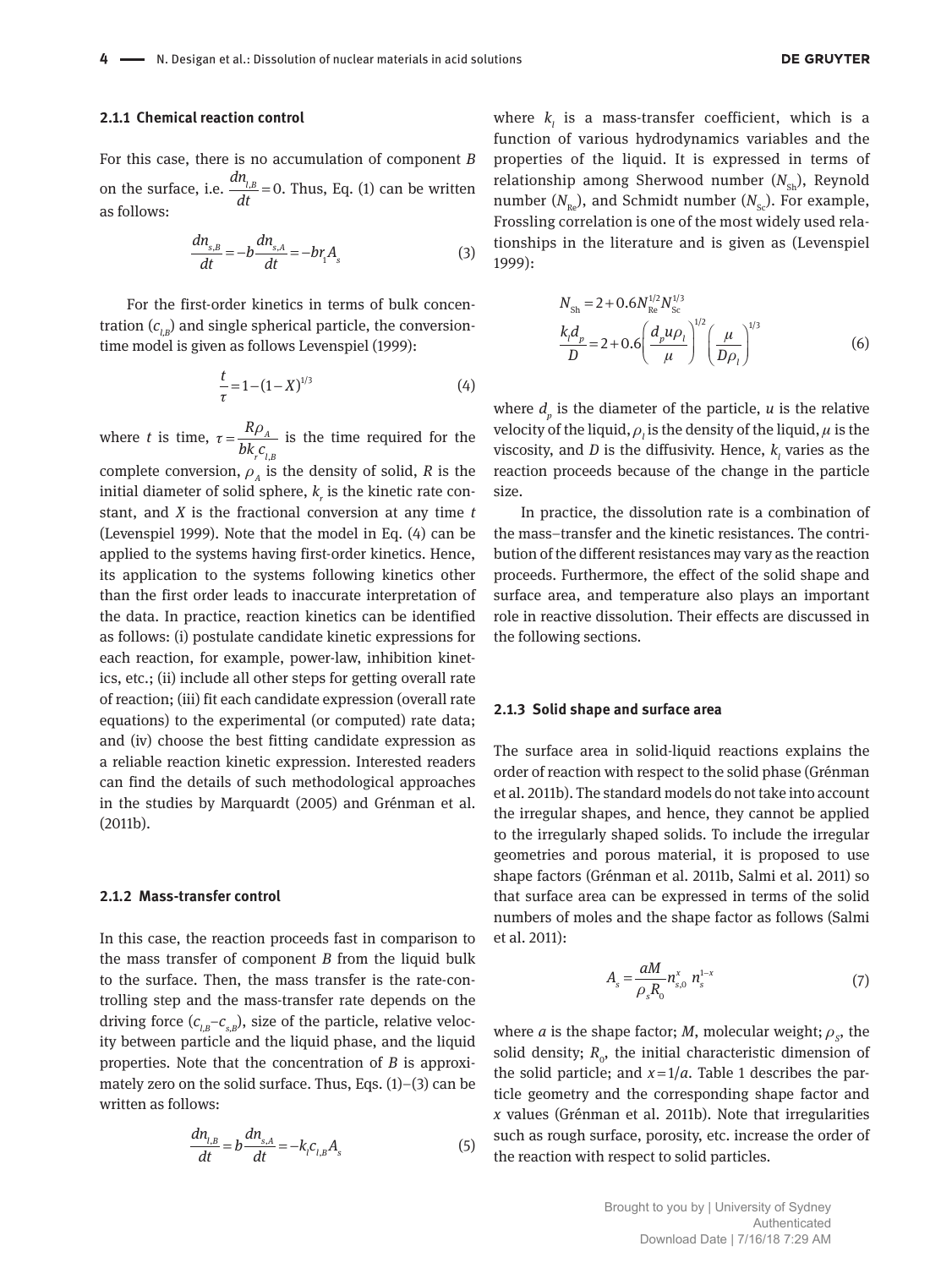#### 2.1.1 Chemical reaction control

For this case, there is no accumulation of component $B$ on the surface, i.e. $\frac{dn_{l,B}}{dt} = 0$. Thus, Eq. (1) can be written as follows:

$$\frac{dn_{s,B}}{dt} = -b\frac{dn_{s,A}}{dt} = -br_1 A_s \tag{3}$$

For the first-order kinetics in terms of bulk concentration ($c_{l,B}$) and single spherical particle, the conversion-time model is given as follows Levenspiel (1999):

$$\frac{t}{\tau} = 1-(1-X)^{1/3} \tag{4}$$

where $t$ is time, $\tau = \frac{R\rho_A}{bk_r c_{l,B}}$ is the time required for the complete conversion, $\rho_A$ is the density of solid, $R$ is the initial diameter of solid sphere, $k_r$ is the kinetic rate constant, and $X$ is the fractional conversion at any time $t$ (Levenspiel 1999). Note that the model in Eq. (4) can be applied to the systems having first-order kinetics. Hence, its application to the systems following kinetics other than the first order leads to inaccurate interpretation of the data. In practice, reaction kinetics can be identified as follows: (i) postulate candidate kinetic expressions for each reaction, for example, power-law, inhibition kinetics, etc.; (ii) include all other steps for getting overall rate of reaction; (iii) fit each candidate expression (overall rate equations) to the experimental (or computed) rate data; and (iv) choose the best fitting candidate expression as a reliable reaction kinetic expression. Interested readers can find the details of such methodological approaches in the studies by Marquardt (2005) and Grénman et al. (2011b).

#### 2.1.2 Mass-transfer control

In this case, the reaction proceeds fast in comparison to the mass transfer of component $B$ from the liquid bulk to the surface. Then, the mass transfer is the rate-controlling step and the mass-transfer rate depends on the driving force ($c_{l,B}-c_{s,B}$), size of the particle, relative velocity between particle and the liquid phase, and the liquid properties. Note that the concentration of $B$ is approximately zero on the solid surface. Thus, Eqs. (1)–(3) can be written as follows:

$$\frac{dn_{l,B}}{dt} = b\frac{dn_{s,A}}{dt} = -k_l c_{l,B} A_s \tag{5}$$

where $k_l$ is a mass-transfer coefficient, which is a function of various hydrodynamics variables and the properties of the liquid. It is expressed in terms of relationship among Sherwood number ($N_{\text{Sh}}$), Reynold number ($N_{\text{Re}}$), and Schmidt number ($N_{\text{Sc}}$). For example, Frossling correlation is one of the most widely used relationships in the literature and is given as (Levenspiel 1999):

$$\begin{aligned} N_{\text{Sh}} &= 2+0.6N_{\text{Re}}^{1/2}N_{\text{Sc}}^{1/3} \\ \frac{k_l d_p}{D} &= 2+0.6\left(\frac{d_p u \rho_l}{\mu}\right)^{1/2}\left(\frac{\mu}{D\rho_l}\right)^{1/3} \end{aligned} \tag{6}$$

where $d_p$ is the diameter of the particle, $u$ is the relative velocity of the liquid, $\rho_l$ is the density of the liquid, $\mu$ is the viscosity, and $D$ is the diffusivity. Hence, $k_l$ varies as the reaction proceeds because of the change in the particle size.

In practice, the dissolution rate is a combination of the mass–transfer and the kinetic resistances. The contribution of the different resistances may vary as the reaction proceeds. Furthermore, the effect of the solid shape and surface area, and temperature also plays an important role in reactive dissolution. Their effects are discussed in the following sections.

#### 2.1.3 Solid shape and surface area

The surface area in solid-liquid reactions explains the order of reaction with respect to the solid phase (Grénman et al. 2011b). The standard models do not take into account the irregular shapes, and hence, they cannot be applied to the irregularly shaped solids. To include the irregular geometries and porous material, it is proposed to use shape factors (Grénman et al. 2011b, Salmi et al. 2011) so that surface area can be expressed in terms of the solid numbers of moles and the shape factor as follows (Salmi et al. 2011):

$$A_s = \frac{aM}{\rho_s R_0} n_{s,0}^x \; n_s^{1-x} \tag{7}$$

where $a$ is the shape factor; $M$, molecular weight; $\rho_S$, the solid density; $R_0$, the initial characteristic dimension of the solid particle; and $x = 1/a$. Table 1 describes the particle geometry and the corresponding shape factor and $x$ values (Grénman et al. 2011b). Note that irregularities such as rough surface, porosity, etc. increase the order of the reaction with respect to solid particles.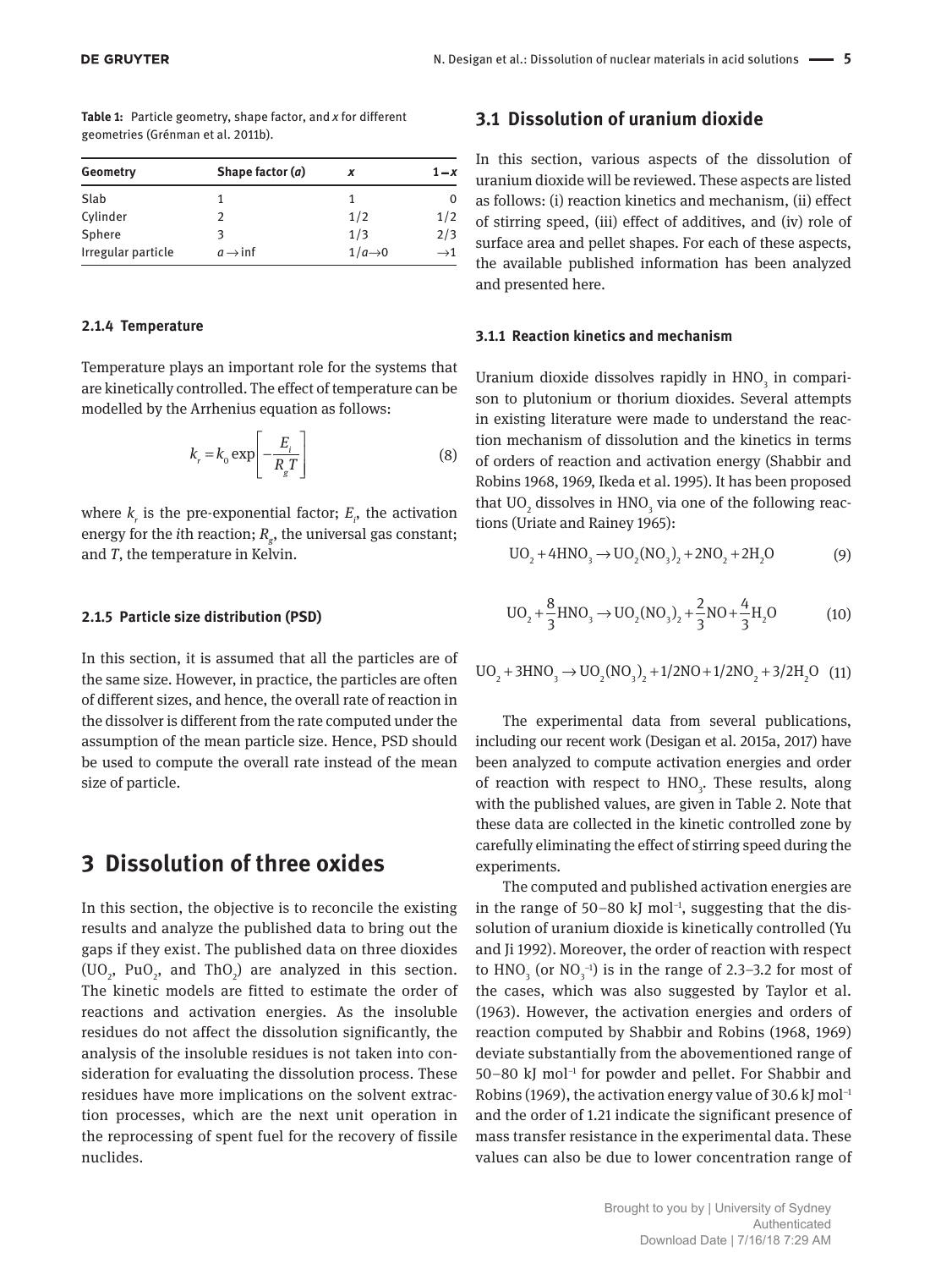**Table 1:** Particle geometry, shape factor, and $x$ for different geometries (Grénman et al. 2011b).

| Geometry | Shape factor ($a$) | $x$ | $1-x$ |
|---|---|---|---|
| Slab | 1 | 1 | 0 |
| Cylinder | 2 | 1/2 | 1/2 |
| Sphere | 3 | 1/3 | 2/3 |
| Irregular particle | $a\rightarrow \inf$ | $1/a \rightarrow 0$ | $\rightarrow 1$ |

#### 2.1.4 Temperature

Temperature plays an important role for the systems that are kinetically controlled. The effect of temperature can be modelled by the Arrhenius equation as follows:

$$k_r = k_0 \exp\left[-\frac{E_i}{R_g T}\right] \tag{8}$$

where $k_r$ is the pre-exponential factor; $E_i$, the activation energy for the $i$th reaction; $R_g$, the universal gas constant; and $T$, the temperature in Kelvin.

#### 2.1.5 Particle size distribution (PSD)

In this section, it is assumed that all the particles are of the same size. However, in practice, the particles are often of different sizes, and hence, the overall rate of reaction in the dissolver is different from the rate computed under the assumption of the mean particle size. Hence, PSD should be used to compute the overall rate instead of the mean size of particle.

## 3 Dissolution of three oxides

In this section, the objective is to reconcile the existing results and analyze the published data to bring out the gaps if they exist. The published data on three dioxides ($UO_2$, $PuO_2$, and $ThO_2$) are analyzed in this section. The kinetic models are fitted to estimate the order of reactions and activation energies. As the insoluble residues do not affect the dissolution significantly, the analysis of the insoluble residues is not taken into consideration for evaluating the dissolution process. These residues have more implications on the solvent extraction processes, which are the next unit operation in the reprocessing of spent fuel for the recovery of fissile nuclides.

### 3.1 Dissolution of uranium dioxide

In this section, various aspects of the dissolution of uranium dioxide will be reviewed. These aspects are listed as follows: (i) reaction kinetics and mechanism, (ii) effect of stirring speed, (iii) effect of additives, and (iv) role of surface area and pellet shapes. For each of these aspects, the available published information has been analyzed and presented here.

#### 3.1.1 Reaction kinetics and mechanism

Uranium dioxide dissolves rapidly in $HNO_3$ in comparison to plutonium or thorium dioxides. Several attempts in existing literature were made to understand the reaction mechanism of dissolution and the kinetics in terms of orders of reaction and activation energy (Shabbir and Robins 1968, 1969, Ikeda et al. 1995). It has been proposed that $UO_2$ dissolves in $HNO_3$ via one of the following reactions (Uriate and Rainey 1965):

$$UO_2 + 4HNO_3 \rightarrow UO_2(NO_3)_2 + 2NO_2 + 2H_2O \tag{9}$$

$$UO_2 + \frac{8}{3}HNO_3 \rightarrow UO_2(NO_3)_2 + \frac{2}{3}NO + \frac{4}{3}H_2O \tag{10}$$

$$UO_2 + 3HNO_3 \rightarrow UO_2(NO_3)_2 + 1/2NO + 1/2NO_2 + 3/2H_2O \tag{11}$$

The experimental data from several publications, including our recent work (Desigan et al. 2015a, 2017) have been analyzed to compute activation energies and order of reaction with respect to $HNO_3$. These results, along with the published values, are given in Table 2. Note that these data are collected in the kinetic controlled zone by carefully eliminating the effect of stirring speed during the experiments.

The computed and published activation energies are in the range of 50–80 kJ mol$^{-1}$, suggesting that the dissolution of uranium dioxide is kinetically controlled (Yu and Ji 1992). Moreover, the order of reaction with respect to $HNO_3$ (or $NO_3^{-1}$) is in the range of 2.3–3.2 for most of the cases, which was also suggested by Taylor et al. (1963). However, the activation energies and orders of reaction computed by Shabbir and Robins (1968, 1969) deviate substantially from the abovementioned range of 50–80 kJ mol$^{-1}$ for powder and pellet. For Shabbir and Robins (1969), the activation energy value of 30.6 kJ mol$^{-1}$ and the order of 1.21 indicate the significant presence of mass transfer resistance in the experimental data. These values can also be due to lower concentration range of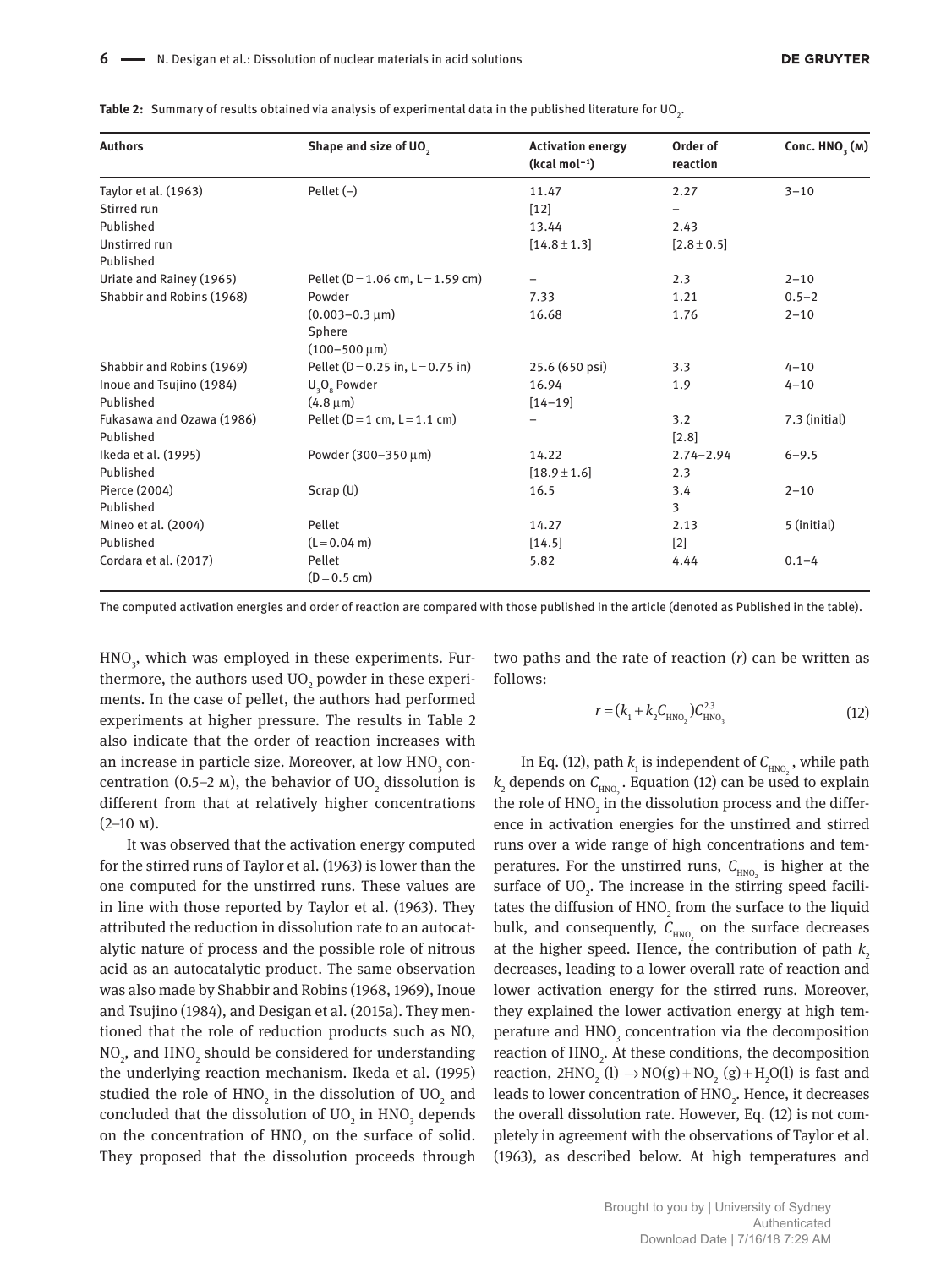**Table 2:** Summary of results obtained via analysis of experimental data in the published literature for $UO_2$.

| Authors | Shape and size of $UO_2$ | Activation energy (kcal mol$^{-1}$) | Order of reaction | Conc. $HNO_3$ (M) |
|---|---|---|---|---|
| Taylor et al. (1963) | Pellet (–) | 11.47 | 2.27 | 3–10 |
| Stirred run | | [12] | – | |
| Published | | 13.44 | 2.43 | |
| Unstirred run | | [14.8 ± 1.3] | [2.8 ± 0.5] | |
| Published | | | | |
| Uriate and Rainey (1965) | Pellet (D = 1.06 cm, L = 1.59 cm) | – | 2.3 | 2–10 |
| Shabbir and Robins (1968) | Powder | 7.33 | 1.21 | 0.5–2 |
| | (0.003–0.3 μm) | 16.68 | 1.76 | 2–10 |
| | Sphere | | | |
| | (100–500 μm) | | | |
| Shabbir and Robins (1969) | Pellet (D = 0.25 in, L = 0.75 in) | 25.6 (650 psi) | 3.3 | 4–10 |
| Inoue and Tsujino (1984) | $U_3O_8$ Powder | 16.94 | 1.9 | 4–10 |
| Published | (4.8 μm) | [14–19] | | |
| Fukasawa and Ozawa (1986) | Pellet (D = 1 cm, L = 1.1 cm) | – | 3.2 | 7.3 (initial) |
| Published | | | [2.8] | |
| Ikeda et al. (1995) | Powder (300–350 μm) | 14.22 | 2.74–2.94 | 6–9.5 |
| Published | | [18.9 ± 1.6] | 2.3 | |
| Pierce (2004) | Scrap (U) | 16.5 | 3.4 | 2–10 |
| Published | | | 3 | |
| Mineo et al. (2004) | Pellet | 14.27 | 2.13 | 5 (initial) |
| Published | (L = 0.04 m) | [14.5] | [2] | |
| Cordara et al. (2017) | Pellet | 5.82 | 4.44 | 0.1–4 |
| | (D = 0.5 cm) | | | |

The computed activation energies and order of reaction are compared with those published in the article (denoted as Published in the table).

$HNO_3$, which was employed in these experiments. Furthermore, the authors used $UO_2$ powder in these experiments. In the case of pellet, the authors had performed experiments at higher pressure. The results in Table 2 also indicate that the order of reaction increases with an increase in particle size. Moreover, at low $HNO_3$ concentration (0.5–2 M), the behavior of $UO_2$ dissolution is different from that at relatively higher concentrations (2–10 M).

It was observed that the activation energy computed for the stirred runs of Taylor et al. (1963) is lower than the one computed for the unstirred runs. These values are in line with those reported by Taylor et al. (1963). They attributed the reduction in dissolution rate to an autocatalytic nature of process and the possible role of nitrous acid as an autocatalytic product. The same observation was also made by Shabbir and Robins (1968, 1969), Inoue and Tsujino (1984), and Desigan et al. (2015a). They mentioned that the role of reduction products such as NO, $NO_2$, and $HNO_2$ should be considered for understanding the underlying reaction mechanism. Ikeda et al. (1995) studied the role of $HNO_2$ in the dissolution of $UO_2$ and concluded that the dissolution of $UO_2$ in $HNO_3$ depends on the concentration of $HNO_2$ on the surface of solid. They proposed that the dissolution proceeds through two paths and the rate of reaction ($r$) can be written as follows:

$$r = (k_1 + k_2 C_{HNO_2}) C_{HNO_3}^{2.3} \tag{12}$$

In Eq. (12), path $k_1$ is independent of $C_{HNO_2}$, while path $k_2$ depends on $C_{HNO_2}$. Equation (12) can be used to explain the role of $HNO_2$ in the dissolution process and the difference in activation energies for the unstirred and stirred runs over a wide range of high concentrations and temperatures. For the unstirred runs, $C_{HNO_2}$ is higher at the surface of $UO_2$. The increase in the stirring speed facilitates the diffusion of $HNO_2$ from the surface to the liquid bulk, and consequently, $C_{HNO_2}$ on the surface decreases at the higher speed. Hence, the contribution of path $k_2$ decreases, leading to a lower overall rate of reaction and lower activation energy for the stirred runs. Moreover, they explained the lower activation energy at high temperature and $HNO_3$ concentration via the decomposition reaction of $HNO_2$. At these conditions, the decomposition reaction, $2HNO_2\,(l) \rightarrow NO(g) + NO_2\,(g) + H_2O(l)$ is fast and leads to lower concentration of $HNO_2$. Hence, it decreases the overall dissolution rate. However, Eq. (12) is not completely in agreement with the observations of Taylor et al. (1963), as described below. At high temperatures and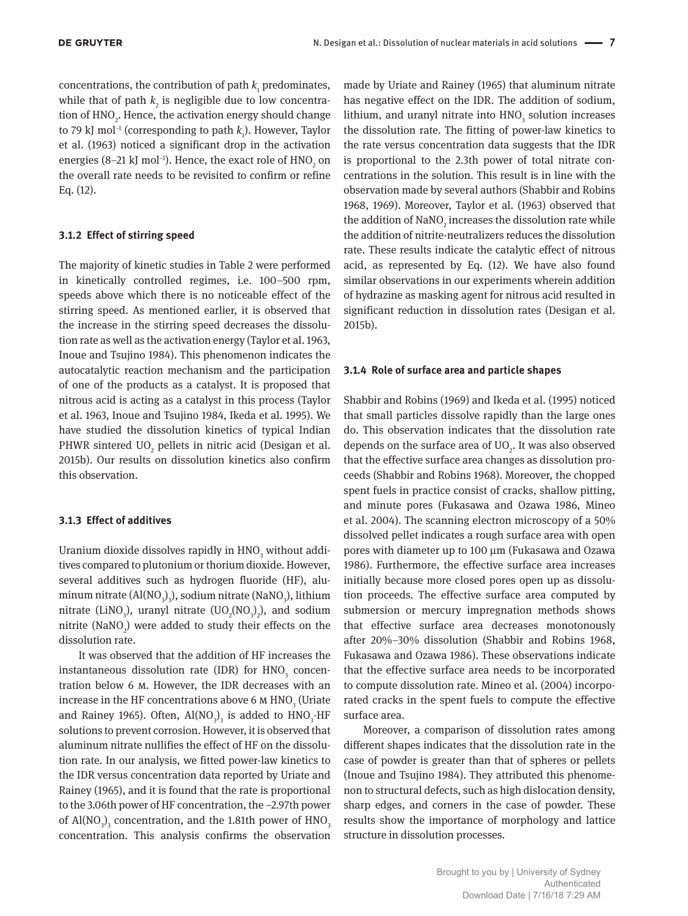concentrations, the contribution of path $k_1$ predominates, while that of path $k_2$ is negligible due to low concentration of $HNO_2$. Hence, the activation energy should change to 79 kJ mol$^{-1}$ (corresponding to path $k_1$). However, Taylor et al. (1963) noticed a significant drop in the activation energies (8–21 kJ mol$^{-1}$). Hence, the exact role of $HNO_2$ on the overall rate needs to be revisited to confirm or refine Eq. (12).

### 3.1.2 Effect of stirring speed

The majority of kinetic studies in Table 2 were performed in kinetically controlled regimes, i.e. 100–500 rpm, speeds above which there is no noticeable effect of the stirring speed. As mentioned earlier, it is observed that the increase in the stirring speed decreases the dissolution rate as well as the activation energy (Taylor et al. 1963, Inoue and Tsujino 1984). This phenomenon indicates the autocatalytic reaction mechanism and the participation of one of the products as a catalyst. It is proposed that nitrous acid is acting as a catalyst in this process (Taylor et al. 1963, Inoue and Tsujino 1984, Ikeda et al. 1995). We have studied the dissolution kinetics of typical Indian PHWR sintered $UO_2$ pellets in nitric acid (Desigan et al. 2015b). Our results on dissolution kinetics also confirm this observation.

### 3.1.3 Effect of additives

Uranium dioxide dissolves rapidly in $HNO_3$ without additives compared to plutonium or thorium dioxide. However, several additives such as hydrogen fluoride (HF), aluminum nitrate ($Al(NO_3)_3$), sodium nitrate ($NaNO_3$), lithium nitrate ($LiNO_3$), uranyl nitrate ($UO_2(NO_3)_2$), and sodium nitrite ($NaNO_2$) were added to study their effects on the dissolution rate.

It was observed that the addition of HF increases the instantaneous dissolution rate (IDR) for $HNO_3$ concentration below 6 M. However, the IDR decreases with an increase in the HF concentrations above 6 M $HNO_3$ (Uriate and Rainey 1965). Often, $Al(NO_3)_3$ is added to $HNO_3$-HF solutions to prevent corrosion. However, it is observed that aluminum nitrate nullifies the effect of HF on the dissolution rate. In our analysis, we fitted power-law kinetics to the IDR versus concentration data reported by Uriate and Rainey (1965), and it is found that the rate is proportional to the 3.06th power of HF concentration, the –2.97th power of $Al(NO_3)_3$ concentration, and the 1.81th power of $HNO_3$ concentration. This analysis confirms the observation made by Uriate and Rainey (1965) that aluminum nitrate has negative effect on the IDR. The addition of sodium, lithium, and uranyl nitrate into $HNO_3$ solution increases the dissolution rate. The fitting of power-law kinetics to the rate versus concentration data suggests that the IDR is proportional to the 2.3th power of total nitrate concentrations in the solution. This result is in line with the observation made by several authors (Shabbir and Robins 1968, 1969). Moreover, Taylor et al. (1963) observed that the addition of $NaNO_2$ increases the dissolution rate while the addition of nitrite-neutralizers reduces the dissolution rate. These results indicate the catalytic effect of nitrous acid, as represented by Eq. (12). We have also found similar observations in our experiments wherein addition of hydrazine as masking agent for nitrous acid resulted in significant reduction in dissolution rates (Desigan et al. 2015b).

### 3.1.4 Role of surface area and particle shapes

Shabbir and Robins (1969) and Ikeda et al. (1995) noticed that small particles dissolve rapidly than the large ones do. This observation indicates that the dissolution rate depends on the surface area of $UO_2$. It was also observed that the effective surface area changes as dissolution proceeds (Shabbir and Robins 1968). Moreover, the chopped spent fuels in practice consist of cracks, shallow pitting, and minute pores (Fukasawa and Ozawa 1986, Mineo et al. 2004). The scanning electron microscopy of a 50% dissolved pellet indicates a rough surface area with open pores with diameter up to 100 µm (Fukasawa and Ozawa 1986). Furthermore, the effective surface area increases initially because more closed pores open up as dissolution proceeds. The effective surface area computed by submersion or mercury impregnation methods shows that effective surface area decreases monotonously after 20%–30% dissolution (Shabbir and Robins 1968, Fukasawa and Ozawa 1986). These observations indicate that the effective surface area needs to be incorporated to compute dissolution rate. Mineo et al. (2004) incorporated cracks in the spent fuels to compute the effective surface area.

Moreover, a comparison of dissolution rates among different shapes indicates that the dissolution rate in the case of powder is greater than that of spheres or pellets (Inoue and Tsujino 1984). They attributed this phenomenon to structural defects, such as high dislocation density, sharp edges, and corners in the case of powder. These results show the importance of morphology and lattice structure in dissolution processes.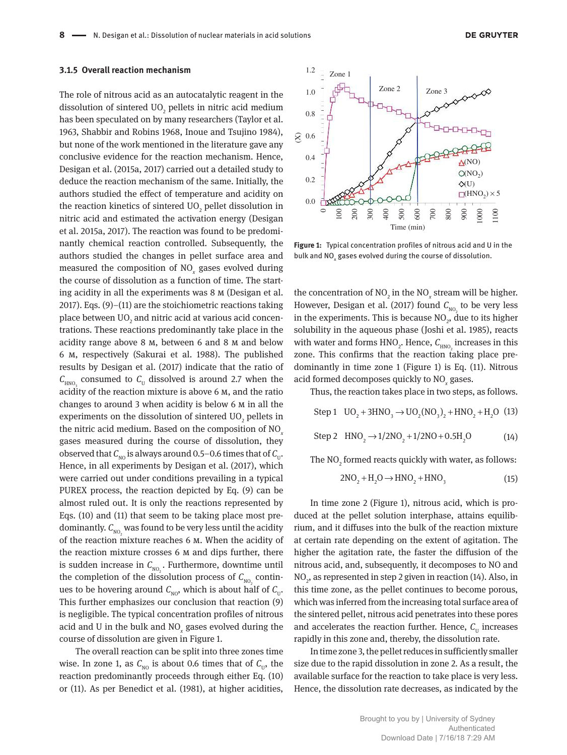### 3.1.5 Overall reaction mechanism

The role of nitrous acid as an autocatalytic reagent in the dissolution of sintered $UO_2$ pellets in nitric acid medium has been speculated on by many researchers (Taylor et al. 1963, Shabbir and Robins 1968, Inoue and Tsujino 1984), but none of the work mentioned in the literature gave any conclusive evidence for the reaction mechanism. Hence, Desigan et al. (2015a, 2017) carried out a detailed study to deduce the reaction mechanism of the same. Initially, the authors studied the effect of temperature and acidity on the reaction kinetics of sintered $UO_2$ pellet dissolution in nitric acid and estimated the activation energy (Desigan et al. 2015a, 2017). The reaction was found to be predominantly chemical reaction controlled. Subsequently, the authors studied the changes in pellet surface area and measured the composition of $NO_x$ gases evolved during the course of dissolution as a function of time. The starting acidity in all the experiments was 8 M (Desigan et al. 2017). Eqs. (9)–(11) are the stoichiometric reactions taking place between $UO_2$ and nitric acid at various acid concentrations. These reactions predominantly take place in the acidity range above 8 M, between 6 and 8 M and below 6 M, respectively (Sakurai et al. 1988). The published results by Desigan et al. (2017) indicate that the ratio of $C_{HNO_3}$ consumed to $C_U$ dissolved is around 2.7 when the acidity of the reaction mixture is above 6 M, and the ratio changes to around 3 when acidity is below 6 M in all the experiments on the dissolution of sintered $UO_2$ pellets in the nitric acid medium. Based on the composition of $NO_x$ gases measured during the course of dissolution, they observed that $C_{NO}$ is always around 0.5–0.6 times that of $C_U$. Hence, in all experiments by Desigan et al. (2017), which were carried out under conditions prevailing in a typical PUREX process, the reaction depicted by Eq. (9) can be almost ruled out. It is only the reactions represented by Eqs. (10) and (11) that seem to be taking place most predominantly. $C_{NO_2}$ was found to be very less until the acidity of the reaction mixture reaches 6 M. When the acidity of the reaction mixture crosses 6 M and dips further, there is sudden increase in $C_{NO_2}$. Furthermore, downtime until the completion of the dissolution process of $C_{NO_2}$ continues to be hovering around $C_{NO}$, which is about half of $C_U$. This further emphasizes our conclusion that reaction (9) is negligible. The typical concentration profiles of nitrous acid and U in the bulk and $NO_x$ gases evolved during the course of dissolution are given in Figure 1.

The overall reaction can be split into three zones time wise. In zone 1, as $C_{NO}$ is about 0.6 times that of $C_U$, the reaction predominantly proceeds through either Eq. (10) or (11). As per Benedict et al. (1981), at higher acidities, the concentration of $NO_2$ in the $NO_x$ stream will be higher. However, Desigan et al. (2017) found $C_{NO_2}$ to be very less in the experiments. This is because $NO_2$, due to its higher solubility in the aqueous phase (Joshi et al. 1985), reacts with water and forms $HNO_2$. Hence, $C_{HNO_2}$ increases in this zone. This confirms that the reaction taking place predominantly in time zone 1 (Figure 1) is Eq. (11). Nitrous acid formed decomposes quickly to $NO_x$ gases.

**Figure 1:** Typical concentration profiles of nitrous acid and U in the bulk and $NO_x$ gases evolved during the course of dissolution.

Thus, the reaction takes place in two steps, as follows.

$$\text{Step 1} \quad UO_2 + 3HNO_3 \rightarrow UO_2(NO_3)_2 + HNO_2 + H_2O \tag{13}$$

$$\text{Step 2} \quad HNO_2 \rightarrow 1/2NO_2 + 1/2NO + 0.5H_2O \tag{14}$$

The $NO_2$ formed reacts quickly with water, as follows:

$$2NO_2 + H_2O \rightarrow HNO_2 + HNO_3 \tag{15}$$

In time zone 2 (Figure 1), nitrous acid, which is produced at the pellet solution interphase, attains equilibrium, and it diffuses into the bulk of the reaction mixture at certain rate depending on the extent of agitation. The higher the agitation rate, the faster the diffusion of the nitrous acid, and, subsequently, it decomposes to NO and $NO_2$, as represented in step 2 given in reaction (14). Also, in this time zone, as the pellet continues to become porous, which was inferred from the increasing total surface area of the sintered pellet, nitrous acid penetrates into these pores and accelerates the reaction further. Hence, $C_U$ increases rapidly in this zone and, thereby, the dissolution rate.

In time zone 3, the pellet reduces in sufficiently smaller size due to the rapid dissolution in zone 2. As a result, the available surface for the reaction to take place is very less. Hence, the dissolution rate decreases, as indicated by the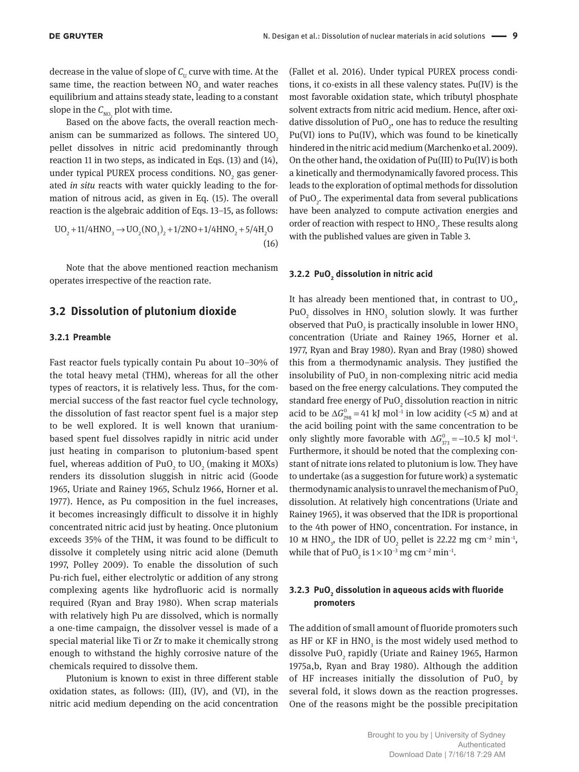decrease in the value of slope of $C_U$ curve with time. At the same time, the reaction between $NO_2$ and water reaches equilibrium and attains steady state, leading to a constant slope in the $C_{NO_2}$ plot with time.

Based on the above facts, the overall reaction mechanism can be summarized as follows. The sintered $UO_2$ pellet dissolves in nitric acid predominantly through reaction 11 in two steps, as indicated in Eqs. (13) and (14), under typical PUREX process conditions. $NO_2$ gas generated *in situ* reacts with water quickly leading to the formation of nitrous acid, as given in Eq. (15). The overall reaction is the algebraic addition of Eqs. 13–15, as follows:

$$UO_2 + 11/4HNO_3 \rightarrow UO_2(NO_3)_2 + 1/2NO + 1/4HNO_2 + 5/4H_2O \tag{16}$$

Note that the above mentioned reaction mechanism operates irrespective of the reaction rate.

## 3.2 Dissolution of plutonium dioxide

### 3.2.1 Preamble

Fast reactor fuels typically contain Pu about 10–30% of the total heavy metal (THM), whereas for all the other types of reactors, it is relatively less. Thus, for the commercial success of the fast reactor fuel cycle technology, the dissolution of fast reactor spent fuel is a major step to be well explored. It is well known that uranium-based spent fuel dissolves rapidly in nitric acid under just heating in comparison to plutonium-based spent fuel, whereas addition of $PuO_2$ to $UO_2$ (making it MOXs) renders its dissolution sluggish in nitric acid (Goode 1965, Uriate and Rainey 1965, Schulz 1966, Horner et al. 1977). Hence, as Pu composition in the fuel increases, it becomes increasingly difficult to dissolve it in highly concentrated nitric acid just by heating. Once plutonium exceeds 35% of the THM, it was found to be difficult to dissolve it completely using nitric acid alone (Demuth 1997, Polley 2009). To enable the dissolution of such Pu-rich fuel, either electrolytic or addition of any strong complexing agents like hydrofluoric acid is normally required (Ryan and Bray 1980). When scrap materials with relatively high Pu are dissolved, which is normally a one-time campaign, the dissolver vessel is made of a special material like Ti or Zr to make it chemically strong enough to withstand the highly corrosive nature of the chemicals required to dissolve them.

Plutonium is known to exist in three different stable oxidation states, as follows: (III), (IV), and (VI), in the nitric acid medium depending on the acid concentration (Fallet et al. 2016). Under typical PUREX process conditions, it co-exists in all these valency states. Pu(IV) is the most favorable oxidation state, which tributyl phosphate solvent extracts from nitric acid medium. Hence, after oxidative dissolution of $PuO_2$, one has to reduce the resulting Pu(VI) ions to Pu(IV), which was found to be kinetically hindered in the nitric acid medium (Marchenko et al. 2009). On the other hand, the oxidation of Pu(III) to Pu(IV) is both a kinetically and thermodynamically favored process. This leads to the exploration of optimal methods for dissolution of $PuO_2$. The experimental data from several publications have been analyzed to compute activation energies and order of reaction with respect to $HNO_3$. These results along with the published values are given in Table 3.

### 3.2.2 $PuO_2$ dissolution in nitric acid

It has already been mentioned that, in contrast to $UO_2$, $PuO_2$ dissolves in $HNO_3$ solution slowly. It was further observed that $PuO_2$ is practically insoluble in lower $HNO_3$ concentration (Uriate and Rainey 1965, Horner et al. 1977, Ryan and Bray 1980). Ryan and Bray (1980) showed this from a thermodynamic analysis. They justified the insolubility of $PuO_2$ in non-complexing nitric acid media based on the free energy calculations. They computed the standard free energy of $PuO_2$ dissolution reaction in nitric acid to be $\Delta G^0_{298} = 41$ kJ mol$^{-1}$ in low acidity (<5 M) and at the acid boiling point with the same concentration to be only slightly more favorable with $\Delta G^0_{373} = -10.5$ kJ mol$^{-1}$. Furthermore, it should be noted that the complexing constant of nitrate ions related to plutonium is low. They have to undertake (as a suggestion for future work) a systematic thermodynamic analysis to unravel the mechanism of $PuO_2$ dissolution. At relatively high concentrations (Uriate and Rainey 1965), it was observed that the IDR is proportional to the 4th power of $HNO_3$ concentration. For instance, in 10 M $HNO_3$, the IDR of $UO_2$ pellet is 22.22 mg cm$^{-2}$ min$^{-1}$, while that of $PuO_2$ is $1\times10^{-3}$ mg cm$^{-2}$ min$^{-1}$.

### 3.2.3 $PuO_2$ dissolution in aqueous acids with fluoride promoters

The addition of small amount of fluoride promoters such as HF or KF in $HNO_3$ is the most widely used method to dissolve $PuO_2$ rapidly (Uriate and Rainey 1965, Harmon 1975a,b, Ryan and Bray 1980). Although the addition of HF increases initially the dissolution of $PuO_2$ by several fold, it slows down as the reaction progresses. One of the reasons might be the possible precipitation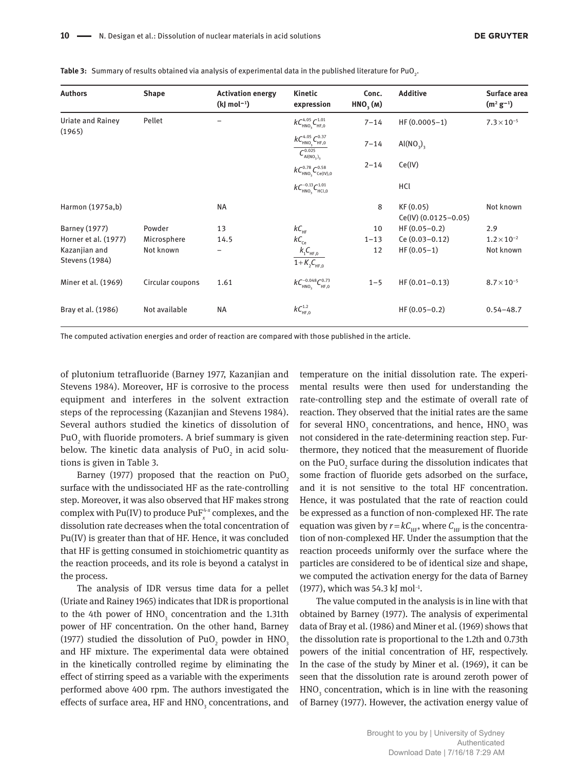**Table 3:** Summary of results obtained via analysis of experimental data in the published literature for $PuO_2$.

| Authors | Shape | Activation energy (kJ mol$^{-1}$) | Kinetic expression | Conc. $HNO_3$ (M) | Additive | Surface area (m$^2$ g$^{-1}$) |
|---|---|---|---|---|---|---|
| Uriate and Rainey (1965) | Pellet | – | $kC_{HNO_3}^{4.05}C_{HF,0}^{1.01}$ | 7–14 | HF (0.0005–1) | $7.3\times10^{-5}$ |
| | | | $\frac{kC_{HNO_3}^{4.05}C_{HF,0}^{0.37}}{C_{Al(NO_3)_3}^{0.025}}$ | 7–14 | $Al(NO_3)_3$ | |
| | | | $kC_{HNO_3}^{0.78}C_{Ce(IV),0}^{0.58}$ | 2–14 | Ce(IV) | |
| | | | $kC_{HNO_3}^{-0.13}C_{HCl,0}^{1.01}$ | | HCl | |
| Harmon (1975a,b) | | NA | | 8 | KF (0.05) Ce(IV) (0.0125–0.05) | Not known |
| Barney (1977) | Powder | 13 | $kC_{HF}$ | 10 | HF (0.05–0.2) | 2.9 |
| Horner et al. (1977) | Microsphere | 14.5 | $kC_{Ce}$ | 1–13 | Ce (0.03–0.12) | $1.2\times10^{-2}$ |
| Kazanjian and Stevens (1984) | Not known | – | $\frac{k_1C_{HF,0}}{1+K_2C_{HF,0}}$ | 12 | HF (0.05–1) | Not known |
| Miner et al. (1969) | Circular coupons | 1.61 | $kC_{HNO_3}^{-0.048}C_{HF,0}^{0.73}$ | 1–5 | HF (0.01–0.13) | $8.7\times10^{-5}$ |
| Bray et al. (1986) | Not available | NA | $kC_{HF,0}^{1.2}$ | | HF (0.05–0.2) | 0.54–48.7 |

The computed activation energies and order of reaction are compared with those published in the article.

of plutonium tetrafluoride (Barney 1977, Kazanjian and Stevens 1984). Moreover, HF is corrosive to the process equipment and interferes in the solvent extraction steps of the reprocessing (Kazanjian and Stevens 1984). Several authors studied the kinetics of dissolution of $PuO_2$ with fluoride promoters. A brief summary is given below. The kinetic data analysis of $PuO_2$ in acid solutions is given in Table 3.

Barney (1977) proposed that the reaction on $PuO_2$ surface with the undissociated HF as the rate-controlling step. Moreover, it was also observed that HF makes strong complex with Pu(IV) to produce $PuF_x^{4-x}$ complexes, and the dissolution rate decreases when the total concentration of Pu(IV) is greater than that of HF. Hence, it was concluded that HF is getting consumed in stoichiometric quantity as the reaction proceeds, and its role is beyond a catalyst in the process.

The analysis of IDR versus time data for a pellet (Uriate and Rainey 1965) indicates that IDR is proportional to the 4th power of $HNO_3$ concentration and the 1.31th power of HF concentration. On the other hand, Barney (1977) studied the dissolution of $PuO_2$ powder in $HNO_3$ and HF mixture. The experimental data were obtained in the kinetically controlled regime by eliminating the effect of stirring speed as a variable with the experiments performed above 400 rpm. The authors investigated the effects of surface area, HF and $HNO_3$ concentrations, and temperature on the initial dissolution rate. The experimental results were then used for understanding the rate-controlling step and the estimate of overall rate of reaction. They observed that the initial rates are the same for several $HNO_3$ concentrations, and hence, $HNO_3$ was not considered in the rate-determining reaction step. Furthermore, they noticed that the measurement of fluoride on the $PuO_2$ surface during the dissolution indicates that some fraction of fluoride gets adsorbed on the surface, and it is not sensitive to the total HF concentration. Hence, it was postulated that the rate of reaction could be expressed as a function of non-complexed HF. The rate equation was given by $r=kC_{HF}$, where $C_{HF}$ is the concentration of non-complexed HF. Under the assumption that the reaction proceeds uniformly over the surface where the particles are considered to be of identical size and shape, we computed the activation energy for the data of Barney (1977), which was 54.3 kJ mol$^{-1}$.

The value computed in the analysis is in line with that obtained by Barney (1977). The analysis of experimental data of Bray et al. (1986) and Miner et al. (1969) shows that the dissolution rate is proportional to the 1.2th and 0.73th powers of the initial concentration of HF, respectively. In the case of the study by Miner et al. (1969), it can be seen that the dissolution rate is around zeroth power of $HNO_3$ concentration, which is in line with the reasoning of Barney (1977). However, the activation energy value of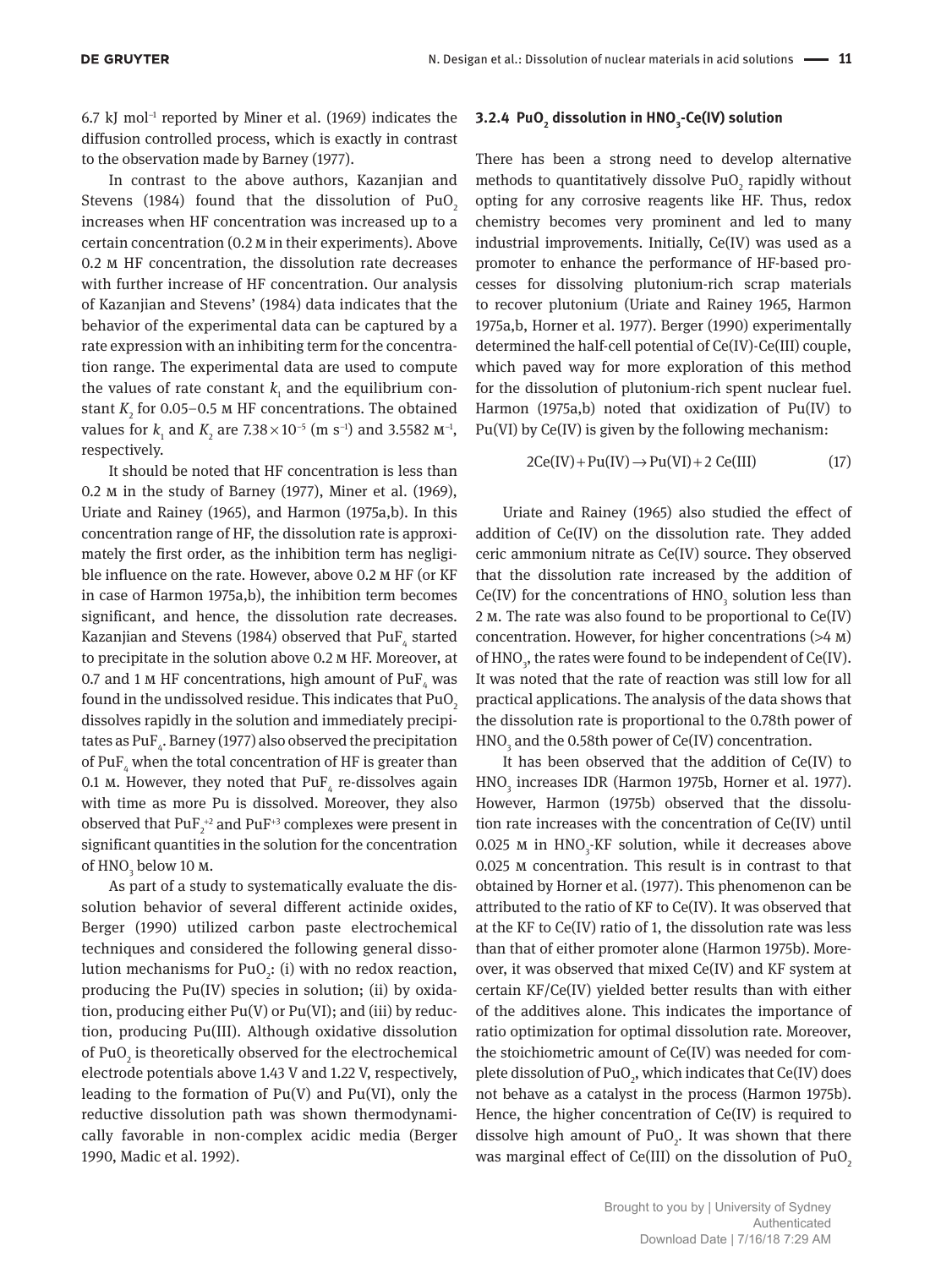6.7 kJ $mol^{-1}$ reported by Miner et al. (1969) indicates the diffusion controlled process, which is exactly in contrast to the observation made by Barney (1977).

In contrast to the above authors, Kazanjian and Stevens (1984) found that the dissolution of $PuO_2$ increases when HF concentration was increased up to a certain concentration (0.2 M in their experiments). Above 0.2 M HF concentration, the dissolution rate decreases with further increase of HF concentration. Our analysis of Kazanjian and Stevens' (1984) data indicates that the behavior of the experimental data can be captured by a rate expression with an inhibiting term for the concentration range. The experimental data are used to compute the values of rate constant $k_1$ and the equilibrium constant $K_2$ for 0.05–0.5 M HF concentrations. The obtained values for $k_1$ and $K_2$ are $7.38\times10^{-5}$ (m $s^{-1}$) and 3.5582 $M^{-1}$, respectively.

It should be noted that HF concentration is less than 0.2 M in the study of Barney (1977), Miner et al. (1969), Uriate and Rainey (1965), and Harmon (1975a,b). In this concentration range of HF, the dissolution rate is approximately the first order, as the inhibition term has negligible influence on the rate. However, above 0.2 M HF (or KF in case of Harmon 1975a,b), the inhibition term becomes significant, and hence, the dissolution rate decreases. Kazanjian and Stevens (1984) observed that $PuF_4$ started to precipitate in the solution above 0.2 M HF. Moreover, at 0.7 and 1 M HF concentrations, high amount of $PuF_4$ was found in the undissolved residue. This indicates that $PuO_2$ dissolves rapidly in the solution and immediately precipitates as $PuF_4$. Barney (1977) also observed the precipitation of $PuF_4$ when the total concentration of HF is greater than 0.1 M. However, they noted that $PuF_4$ re-dissolves again with time as more Pu is dissolved. Moreover, they also observed that $PuF_2^{+2}$ and $PuF^{+3}$ complexes were present in significant quantities in the solution for the concentration of $HNO_3$ below 10 M.

As part of a study to systematically evaluate the dissolution behavior of several different actinide oxides, Berger (1990) utilized carbon paste electrochemical techniques and considered the following general dissolution mechanisms for $PuO_2$: (i) with no redox reaction, producing the Pu(IV) species in solution; (ii) by oxidation, producing either Pu(V) or Pu(VI); and (iii) by reduction, producing Pu(III). Although oxidative dissolution of $PuO_2$ is theoretically observed for the electrochemical electrode potentials above 1.43 V and 1.22 V, respectively, leading to the formation of Pu(V) and Pu(VI), only the reductive dissolution path was shown thermodynamically favorable in non-complex acidic media (Berger 1990, Madic et al. 1992).

### 3.2.4 $PuO_2$ dissolution in $HNO_3$-Ce(IV) solution

There has been a strong need to develop alternative methods to quantitatively dissolve $PuO_2$ rapidly without opting for any corrosive reagents like HF. Thus, redox chemistry becomes very prominent and led to many industrial improvements. Initially, Ce(IV) was used as a promoter to enhance the performance of HF-based processes for dissolving plutonium-rich scrap materials to recover plutonium (Uriate and Rainey 1965, Harmon 1975a,b, Horner et al. 1977). Berger (1990) experimentally determined the half-cell potential of Ce(IV)-Ce(III) couple, which paved way for more exploration of this method for the dissolution of plutonium-rich spent nuclear fuel. Harmon (1975a,b) noted that oxidization of Pu(IV) to Pu(VI) by Ce(IV) is given by the following mechanism:

$$2\text{Ce(IV)} + \text{Pu(IV)} \rightarrow \text{Pu(VI)} + 2\ \text{Ce(III)} \tag{17}$$

Uriate and Rainey (1965) also studied the effect of addition of Ce(IV) on the dissolution rate. They added ceric ammonium nitrate as Ce(IV) source. They observed that the dissolution rate increased by the addition of Ce(IV) for the concentrations of $HNO_3$ solution less than 2 M. The rate was also found to be proportional to Ce(IV) concentration. However, for higher concentrations (>4 M) of $HNO_3$, the rates were found to be independent of Ce(IV). It was noted that the rate of reaction was still low for all practical applications. The analysis of the data shows that the dissolution rate is proportional to the 0.78th power of $HNO_3$ and the 0.58th power of Ce(IV) concentration.

It has been observed that the addition of Ce(IV) to $HNO_3$ increases IDR (Harmon 1975b, Horner et al. 1977). However, Harmon (1975b) observed that the dissolution rate increases with the concentration of Ce(IV) until 0.025 M in $HNO_3$-KF solution, while it decreases above 0.025 M concentration. This result is in contrast to that obtained by Horner et al. (1977). This phenomenon can be attributed to the ratio of KF to Ce(IV). It was observed that at the KF to Ce(IV) ratio of 1, the dissolution rate was less than that of either promoter alone (Harmon 1975b). Moreover, it was observed that mixed Ce(IV) and KF system at certain KF/Ce(IV) yielded better results than with either of the additives alone. This indicates the importance of ratio optimization for optimal dissolution rate. Moreover, the stoichiometric amount of Ce(IV) was needed for complete dissolution of $PuO_2$, which indicates that Ce(IV) does not behave as a catalyst in the process (Harmon 1975b). Hence, the higher concentration of Ce(IV) is required to dissolve high amount of $PuO_2$. It was shown that there was marginal effect of Ce(III) on the dissolution of $PuO_2$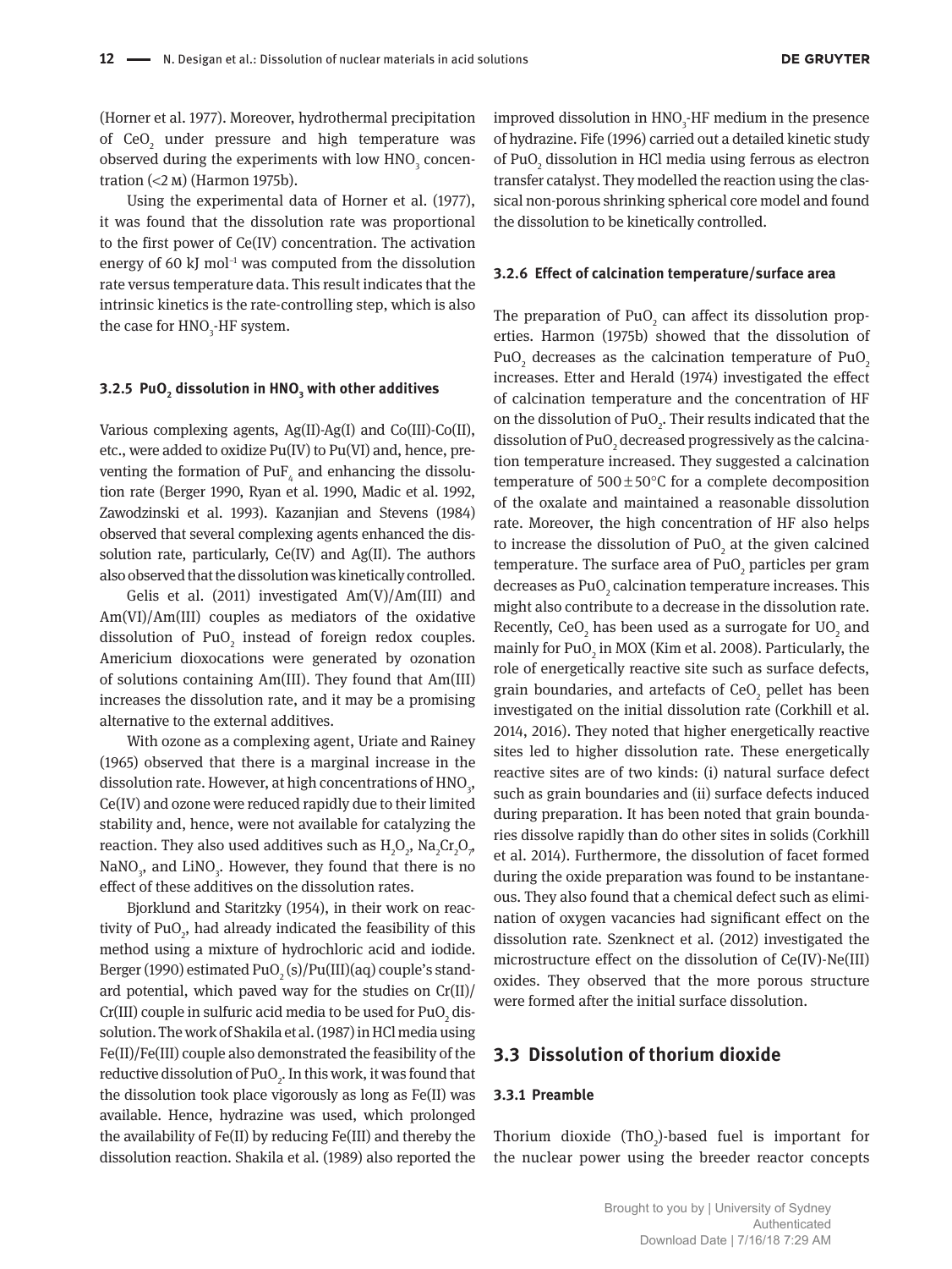(Horner et al. 1977). Moreover, hydrothermal precipitation of $CeO_2$ under pressure and high temperature was observed during the experiments with low $HNO_3$ concentration (<2 M) (Harmon 1975b).

Using the experimental data of Horner et al. (1977), it was found that the dissolution rate was proportional to the first power of Ce(IV) concentration. The activation energy of 60 kJ $mol^{-1}$ was computed from the dissolution rate versus temperature data. This result indicates that the intrinsic kinetics is the rate-controlling step, which is also the case for $HNO_3$-HF system.

#### 3.2.5 $PuO_2$ dissolution in $HNO_3$ with other additives

Various complexing agents, Ag(II)-Ag(I) and Co(III)-Co(II), etc., were added to oxidize Pu(IV) to Pu(VI) and, hence, preventing the formation of $PuF_4$ and enhancing the dissolution rate (Berger 1990, Ryan et al. 1990, Madic et al. 1992, Zawodzinski et al. 1993). Kazanjian and Stevens (1984) observed that several complexing agents enhanced the dissolution rate, particularly, Ce(IV) and Ag(II). The authors also observed that the dissolution was kinetically controlled.

Gelis et al. (2011) investigated Am(V)/Am(III) and Am(VI)/Am(III) couples as mediators of the oxidative dissolution of $PuO_2$ instead of foreign redox couples. Americium dioxocations were generated by ozonation of solutions containing Am(III). They found that Am(III) increases the dissolution rate, and it may be a promising alternative to the external additives.

With ozone as a complexing agent, Uriate and Rainey (1965) observed that there is a marginal increase in the dissolution rate. However, at high concentrations of $HNO_3$, Ce(IV) and ozone were reduced rapidly due to their limited stability and, hence, were not available for catalyzing the reaction. They also used additives such as $H_2O_2$, $Na_2Cr_2O_7$, $NaNO_3$, and $LiNO_3$. However, they found that there is no effect of these additives on the dissolution rates.

Bjorklund and Staritzky (1954), in their work on reactivity of $PuO_2$, had already indicated the feasibility of this method using a mixture of hydrochloric acid and iodide. Berger (1990) estimated $PuO_2$(s)/Pu(III)(aq) couple's standard potential, which paved way for the studies on Cr(II)/Cr(III) couple in sulfuric acid media to be used for $PuO_2$ dissolution. The work of Shakila et al. (1987) in HCl media using Fe(II)/Fe(III) couple also demonstrated the feasibility of the reductive dissolution of $PuO_2$. In this work, it was found that the dissolution took place vigorously as long as Fe(II) was available. Hence, hydrazine was used, which prolonged the availability of Fe(II) by reducing Fe(III) and thereby the dissolution reaction. Shakila et al. (1989) also reported the improved dissolution in $HNO_3$-HF medium in the presence of hydrazine. Fife (1996) carried out a detailed kinetic study of $PuO_2$ dissolution in HCl media using ferrous as electron transfer catalyst. They modelled the reaction using the classical non-porous shrinking spherical core model and found the dissolution to be kinetically controlled.

#### 3.2.6 Effect of calcination temperature/surface area

The preparation of $PuO_2$ can affect its dissolution properties. Harmon (1975b) showed that the dissolution of $PuO_2$ decreases as the calcination temperature of $PuO_2$ increases. Etter and Herald (1974) investigated the effect of calcination temperature and the concentration of HF on the dissolution of $PuO_2$. Their results indicated that the dissolution of $PuO_2$ decreased progressively as the calcination temperature increased. They suggested a calcination temperature of $500 \pm 50$°C for a complete decomposition of the oxalate and maintained a reasonable dissolution rate. Moreover, the high concentration of HF also helps to increase the dissolution of $PuO_2$ at the given calcined temperature. The surface area of $PuO_2$ particles per gram decreases as $PuO_2$ calcination temperature increases. This might also contribute to a decrease in the dissolution rate. Recently, $CeO_2$ has been used as a surrogate for $UO_2$ and mainly for $PuO_2$ in MOX (Kim et al. 2008). Particularly, the role of energetically reactive site such as surface defects, grain boundaries, and artefacts of $CeO_2$ pellet has been investigated on the initial dissolution rate (Corkhill et al. 2014, 2016). They noted that higher energetically reactive sites led to higher dissolution rate. These energetically reactive sites are of two kinds: (i) natural surface defect such as grain boundaries and (ii) surface defects induced during preparation. It has been noted that grain boundaries dissolve rapidly than do other sites in solids (Corkhill et al. 2014). Furthermore, the dissolution of facet formed during the oxide preparation was found to be instantaneous. They also found that a chemical defect such as elimination of oxygen vacancies had significant effect on the dissolution rate. Szenknect et al. (2012) investigated the microstructure effect on the dissolution of Ce(IV)-Ne(III) oxides. They observed that the more porous structure were formed after the initial surface dissolution.

## 3.3 Dissolution of thorium dioxide

#### 3.3.1 Preamble

Thorium dioxide ($ThO_2$)-based fuel is important for the nuclear power using the breeder reactor concepts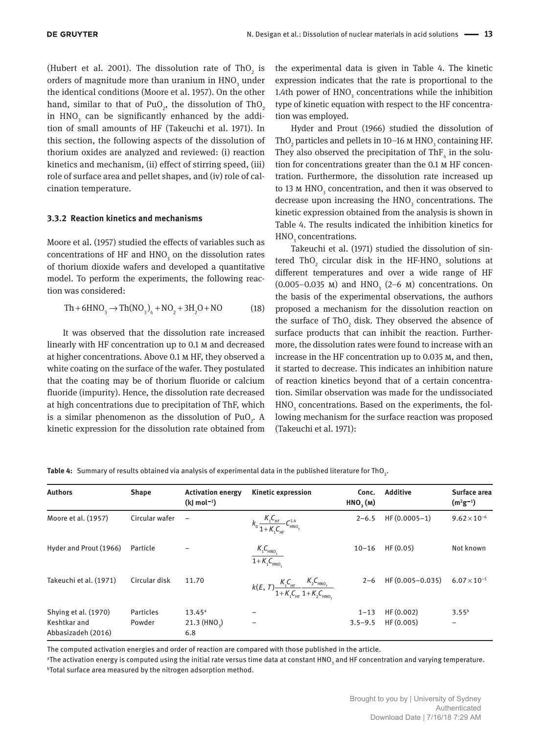(Hubert et al. 2001). The dissolution rate of $ThO_2$ is orders of magnitude more than uranium in $HNO_3$ under the identical conditions (Moore et al. 1957). On the other hand, similar to that of $PuO_2$, the dissolution of $ThO_2$ in $HNO_3$ can be significantly enhanced by the addition of small amounts of HF (Takeuchi et al. 1971). In this section, the following aspects of the dissolution of thorium oxides are analyzed and reviewed: (i) reaction kinetics and mechanism, (ii) effect of stirring speed, (iii) role of surface area and pellet shapes, and (iv) role of calcination temperature.

### 3.3.2 Reaction kinetics and mechanisms

Moore et al. (1957) studied the effects of variables such as concentrations of HF and $HNO_3$ on the dissolution rates of thorium dioxide wafers and developed a quantitative model. To perform the experiments, the following reaction was considered:

$$\mathrm{Th} + 6\mathrm{HNO_3} \rightarrow \mathrm{Th(NO_3)_4} + \mathrm{NO_2} + 3\mathrm{H_2O} + \mathrm{NO} \tag{18}$$

It was observed that the dissolution rate increased linearly with HF concentration up to 0.1 M and decreased at higher concentrations. Above 0.1 M HF, they observed a white coating on the surface of the wafer. They postulated that the coating may be of thorium fluoride or calcium fluoride (impurity). Hence, the dissolution rate decreased at high concentrations due to precipitation of ThF, which is a similar phenomenon as the dissolution of $PuO_2$. A kinetic expression for the dissolution rate obtained from the experimental data is given in Table 4. The kinetic expression indicates that the rate is proportional to the 1.4th power of $HNO_3$ concentrations while the inhibition type of kinetic equation with respect to the HF concentration was employed.

Hyder and Prout (1966) studied the dissolution of $ThO_2$ particles and pellets in 10–16 M $HNO_3$ containing HF. They also observed the precipitation of $ThF_4$ in the solution for concentrations greater than the 0.1 M HF concentration. Furthermore, the dissolution rate increased up to 13 M $HNO_3$ concentration, and then it was observed to decrease upon increasing the $HNO_3$ concentrations. The kinetic expression obtained from the analysis is shown in Table 4. The results indicated the inhibition kinetics for $HNO_3$ concentrations.

Takeuchi et al. (1971) studied the dissolution of sintered $ThO_2$ circular disk in the HF-$HNO_3$ solutions at different temperatures and over a wide range of HF (0.005–0.035 M) and $HNO_3$ (2–6 M) concentrations. On the basis of the experimental observations, the authors proposed a mechanism for the dissolution reaction on the surface of $ThO_2$ disk. They observed the absence of surface products that can inhibit the reaction. Furthermore, the dissolution rates were found to increase with an increase in the HF concentration up to 0.035 M, and then, it started to decrease. This indicates an inhibition nature of reaction kinetics beyond that of a certain concentration. Similar observation was made for the undissociated $HNO_3$ concentrations. Based on the experiments, the following mechanism for the surface reaction was proposed (Takeuchi et al. 1971):

**Table 4:** Summary of results obtained via analysis of experimental data in the published literature for $ThO_2$.

| Authors | Shape | Activation energy (kJ mol⁻¹) | Kinetic expression | Conc. $HNO_3$ (M) | Additive | Surface area ($m^2g^{-1}$) |
|---|---|---|---|---|---|---|
| Moore et al. (1957) | Circular wafer | – | $k_0 \frac{K_1 C_{HF}}{1+K_1 C_{HF}} C_{HNO_3}^{1.4}$ | 2–6.5 | HF (0.0005–1) | $9.62\times10^{-6}$ |
| Hyder and Prout (1966) | Particle | – | $\frac{K_1 C_{HNO_3}}{1+K_1 C_{HNO_3}}$ | 10–16 | HF (0.05) | Not known |
| Takeuchi et al. (1971) | Circular disk | 11.70 | $k(E,T)\frac{K_1 C_{HF}}{1+K_1 C_{HF}}\frac{K_2 C_{HNO_3}}{1+K_2 C_{HNO_3}}$ | 2–6 | HF (0.005–0.035) | $6.07\times10^{-5}$ |
| Shying et al. (1970) | Particles | 13.45[a] | – | 1–13 | HF (0.002) | 3.55[b] |
| Keshtkar and Abbasizadeh (2016) | Powder | 21.3 ($HNO_3$) 6.8 | – | 3.5–9.5 | HF (0.005) | – |

The computed activation energies and order of reaction are compared with those published in the article.
[a]The activation energy is computed using the initial rate versus time data at constant $HNO_3$ and HF concentration and varying temperature.
[b]Total surface area measured by the nitrogen adsorption method.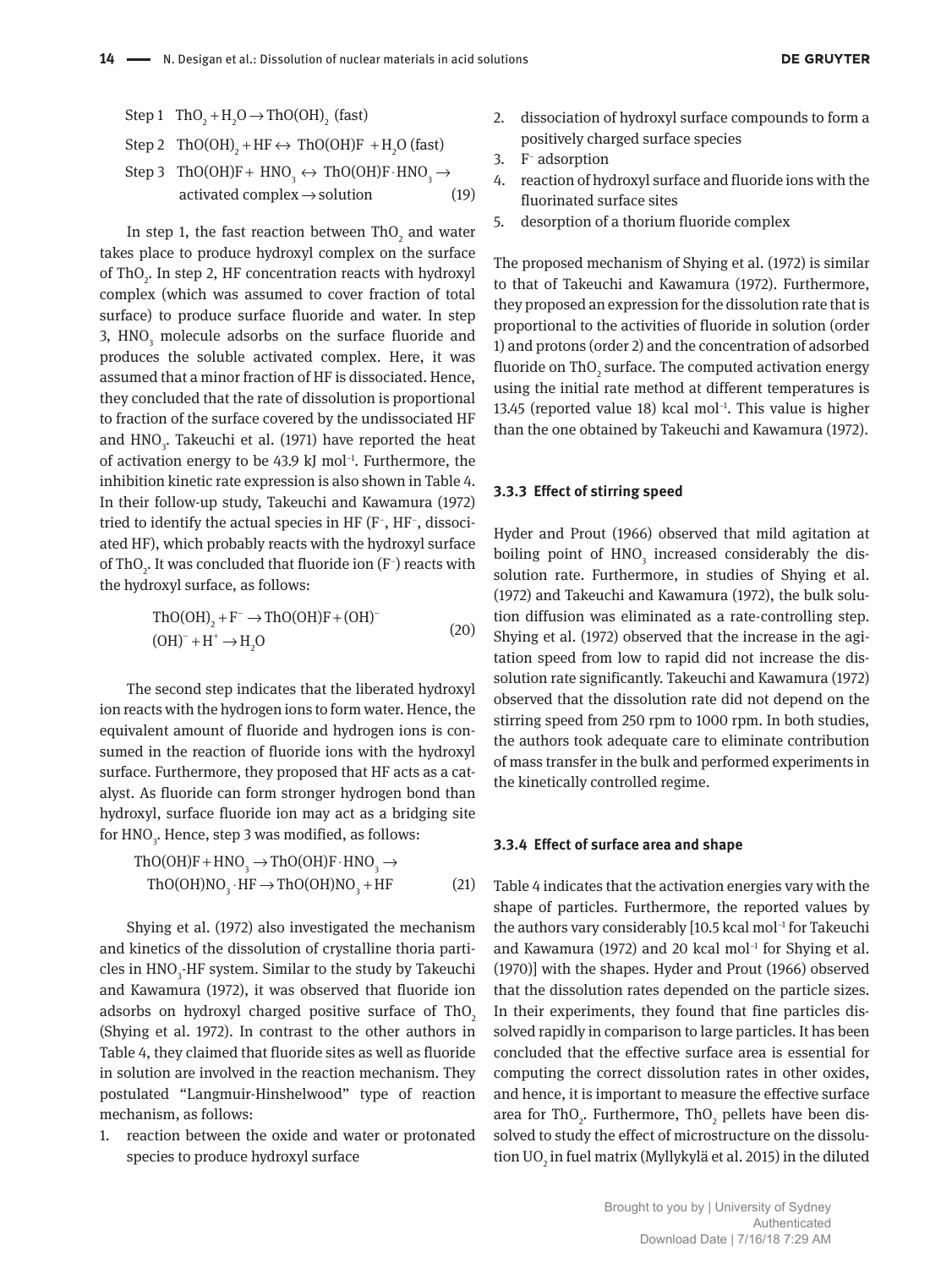$$
\begin{aligned}
&\text{Step 1}\quad ThO_2 + H_2O \rightarrow ThO(OH)_2 \text{ (fast)}\\
&\text{Step 2}\quad ThO(OH)_2 + HF \leftrightarrow ThO(OH)F + H_2O \text{ (fast)}\\
&\text{Step 3}\quad ThO(OH)F + HNO_3 \leftrightarrow ThO(OH)F \cdot HNO_3 \rightarrow\\
&\qquad\qquad \text{activated complex} \rightarrow \text{solution}
\end{aligned}
\tag{19}
$$

In step 1, the fast reaction between $ThO_2$ and water takes place to produce hydroxyl complex on the surface of $ThO_2$. In step 2, HF concentration reacts with hydroxyl complex (which was assumed to cover fraction of total surface) to produce surface fluoride and water. In step 3, $HNO_3$ molecule adsorbs on the surface fluoride and produces the soluble activated complex. Here, it was assumed that a minor fraction of HF is dissociated. Hence, they concluded that the rate of dissolution is proportional to fraction of the surface covered by the undissociated HF and $HNO_3$. Takeuchi et al. (1971) have reported the heat of activation energy to be 43.9 kJ mol$^{-1}$. Furthermore, the inhibition kinetic rate expression is also shown in Table 4. In their follow-up study, Takeuchi and Kawamura (1972) tried to identify the actual species in HF ($F^-$, $HF^-$, dissociated HF), which probably reacts with the hydroxyl surface of $ThO_2$. It was concluded that fluoride ion ($F^-$) reacts with the hydroxyl surface, as follows:

$$
\begin{aligned}
&ThO(OH)_2 + F^- \rightarrow ThO(OH)F + (OH)^-\\
&(OH)^- + H^+ \rightarrow H_2O
\end{aligned}
\tag{20}
$$

The second step indicates that the liberated hydroxyl ion reacts with the hydrogen ions to form water. Hence, the equivalent amount of fluoride and hydrogen ions is consumed in the reaction of fluoride ions with the hydroxyl surface. Furthermore, they proposed that HF acts as a catalyst. As fluoride can form stronger hydrogen bond than hydroxyl, surface fluoride ion may act as a bridging site for $HNO_3$. Hence, step 3 was modified, as follows:

$$
\begin{aligned}
&ThO(OH)F + HNO_3 \rightarrow ThO(OH)F \cdot HNO_3 \rightarrow\\
&\quad ThO(OH)NO_3 \cdot HF \rightarrow ThO(OH)NO_3 + HF
\end{aligned}
\tag{21}
$$

Shying et al. (1972) also investigated the mechanism and kinetics of the dissolution of crystalline thoria particles in $HNO_3$-HF system. Similar to the study by Takeuchi and Kawamura (1972), it was observed that fluoride ion adsorbs on hydroxyl charged positive surface of $ThO_2$ (Shying et al. 1972). In contrast to the other authors in Table 4, they claimed that fluoride sites as well as fluoride in solution are involved in the reaction mechanism. They postulated "Langmuir-Hinshelwood" type of reaction mechanism, as follows:

1. reaction between the oxide and water or protonated species to produce hydroxyl surface
2. dissociation of hydroxyl surface compounds to form a positively charged surface species
3. $F^-$ adsorption
4. reaction of hydroxyl surface and fluoride ions with the fluorinated surface sites
5. desorption of a thorium fluoride complex

The proposed mechanism of Shying et al. (1972) is similar to that of Takeuchi and Kawamura (1972). Furthermore, they proposed an expression for the dissolution rate that is proportional to the activities of fluoride in solution (order 1) and protons (order 2) and the concentration of adsorbed fluoride on $ThO_2$ surface. The computed activation energy using the initial rate method at different temperatures is 13.45 (reported value 18) kcal mol$^{-1}$. This value is higher than the one obtained by Takeuchi and Kawamura (1972).

### 3.3.3 Effect of stirring speed

Hyder and Prout (1966) observed that mild agitation at boiling point of $HNO_3$ increased considerably the dissolution rate. Furthermore, in studies of Shying et al. (1972) and Takeuchi and Kawamura (1972), the bulk solution diffusion was eliminated as a rate-controlling step. Shying et al. (1972) observed that the increase in the agitation speed from low to rapid did not increase the dissolution rate significantly. Takeuchi and Kawamura (1972) observed that the dissolution rate did not depend on the stirring speed from 250 rpm to 1000 rpm. In both studies, the authors took adequate care to eliminate contribution of mass transfer in the bulk and performed experiments in the kinetically controlled regime.

### 3.3.4 Effect of surface area and shape

Table 4 indicates that the activation energies vary with the shape of particles. Furthermore, the reported values by the authors vary considerably [10.5 kcal mol$^{-1}$ for Takeuchi and Kawamura (1972) and 20 kcal mol$^{-1}$ for Shying et al. (1970)] with the shapes. Hyder and Prout (1966) observed that the dissolution rates depended on the particle sizes. In their experiments, they found that fine particles dissolved rapidly in comparison to large particles. It has been concluded that the effective surface area is essential for computing the correct dissolution rates in other oxides, and hence, it is important to measure the effective surface area for $ThO_2$. Furthermore, $ThO_2$ pellets have been dissolved to study the effect of microstructure on the dissolution $UO_2$ in fuel matrix (Myllykylä et al. 2015) in the diluted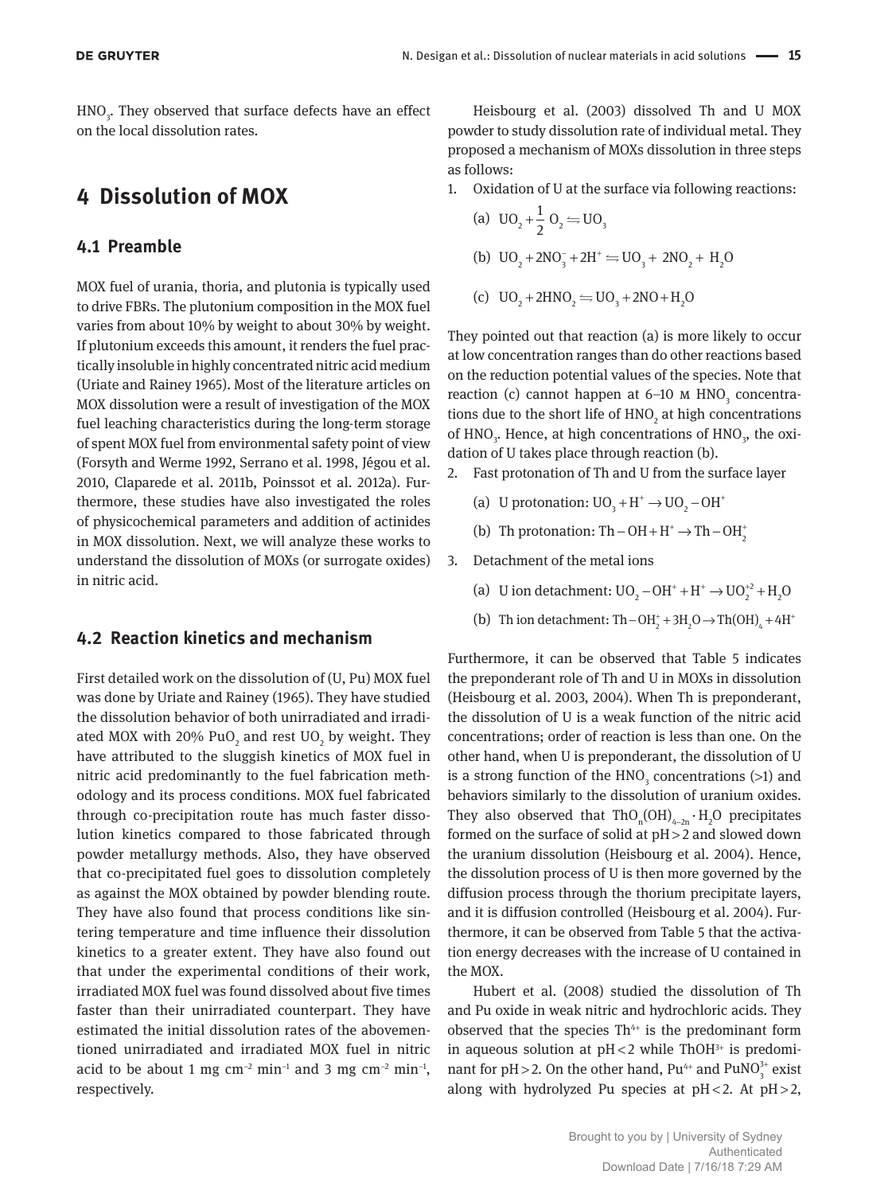$HNO_3$. They observed that surface defects have an effect on the local dissolution rates.

# 4 Dissolution of MOX

## 4.1 Preamble

MOX fuel of urania, thoria, and plutonia is typically used to drive FBRs. The plutonium composition in the MOX fuel varies from about 10% by weight to about 30% by weight. If plutonium exceeds this amount, it renders the fuel practically insoluble in highly concentrated nitric acid medium (Uriate and Rainey 1965). Most of the literature articles on MOX dissolution were a result of investigation of the MOX fuel leaching characteristics during the long-term storage of spent MOX fuel from environmental safety point of view (Forsyth and Werme 1992, Serrano et al. 1998, Jégou et al. 2010, Claparede et al. 2011b, Poinssot et al. 2012a). Furthermore, these studies have also investigated the roles of physicochemical parameters and addition of actinides in MOX dissolution. Next, we will analyze these works to understand the dissolution of MOXs (or surrogate oxides) in nitric acid.

## 4.2 Reaction kinetics and mechanism

First detailed work on the dissolution of (U, Pu) MOX fuel was done by Uriate and Rainey (1965). They have studied the dissolution behavior of both unirradiated and irradiated MOX with 20% $PuO_2$ and rest $UO_2$ by weight. They have attributed to the sluggish kinetics of MOX fuel in nitric acid predominantly to the fuel fabrication methodology and its process conditions. MOX fuel fabricated through co-precipitation route has much faster dissolution kinetics compared to those fabricated through powder metallurgy methods. Also, they have observed that co-precipitated fuel goes to dissolution completely as against the MOX obtained by powder blending route. They have also found that process conditions like sintering temperature and time influence their dissolution kinetics to a greater extent. They have also found out that under the experimental conditions of their work, irradiated MOX fuel was found dissolved about five times faster than their unirradiated counterpart. They have estimated the initial dissolution rates of the abovementioned unirradiated and irradiated MOX fuel in nitric acid to be about 1 mg cm$^{-2}$ min$^{-1}$ and 3 mg cm$^{-2}$ min$^{-1}$, respectively.

Heisbourg et al. (2003) dissolved Th and U MOX powder to study dissolution rate of individual metal. They proposed a mechanism of MOXs dissolution in three steps as follows:

1. Oxidation of U at the surface via following reactions:

   (a) $UO_2 + \frac{1}{2} O_2 \leftrightharpoons UO_3$

   (b) $UO_2 + 2NO_3^- + 2H^+ \leftrightharpoons UO_3 + 2NO_2 + H_2O$

   (c) $UO_2 + 2HNO_2 \leftrightharpoons UO_3 + 2NO + H_2O$

They pointed out that reaction (a) is more likely to occur at low concentration ranges than do other reactions based on the reduction potential values of the species. Note that reaction (c) cannot happen at 6–10 M $HNO_3$ concentrations due to the short life of $HNO_2$ at high concentrations of $HNO_3$. Hence, at high concentrations of $HNO_3$, the oxidation of U takes place through reaction (b).

2. Fast protonation of Th and U from the surface layer

   (a) U protonation: $UO_3 + H^+ \rightarrow UO_2 - OH^+$

   (b) Th protonation: $Th - OH + H^+ \rightarrow Th - OH_2^+$

3. Detachment of the metal ions

   (a) U ion detachment: $UO_2 - OH^+ + H^+ \rightarrow UO_2^{+2} + H_2O$

   (b) Th ion detachment: $Th - OH_2^+ + 3H_2O \rightarrow Th(OH)_4 + 4H^+$

Furthermore, it can be observed that Table 5 indicates the preponderant role of Th and U in MOXs in dissolution (Heisbourg et al. 2003, 2004). When Th is preponderant, the dissolution of U is a weak function of the nitric acid concentrations; order of reaction is less than one. On the other hand, when U is preponderant, the dissolution of U is a strong function of the $HNO_3$ concentrations (>1) and behaviors similarly to the dissolution of uranium oxides. They also observed that $ThO_n(OH)_{4-2n} \cdot H_2O$ precipitates formed on the surface of solid at pH > 2 and slowed down the uranium dissolution (Heisbourg et al. 2004). Hence, the dissolution process of U is then more governed by the diffusion process through the thorium precipitate layers, and it is diffusion controlled (Heisbourg et al. 2004). Furthermore, it can be observed from Table 5 that the activation energy decreases with the increase of U contained in the MOX.

Hubert et al. (2008) studied the dissolution of Th and Pu oxide in weak nitric and hydrochloric acids. They observed that the species $Th^{4+}$ is the predominant form in aqueous solution at pH < 2 while $ThOH^{3+}$ is predominant for pH > 2. On the other hand, $Pu^{4+}$ and $PuNO_3^{3+}$ exist along with hydrolyzed Pu species at pH < 2. At pH > 2,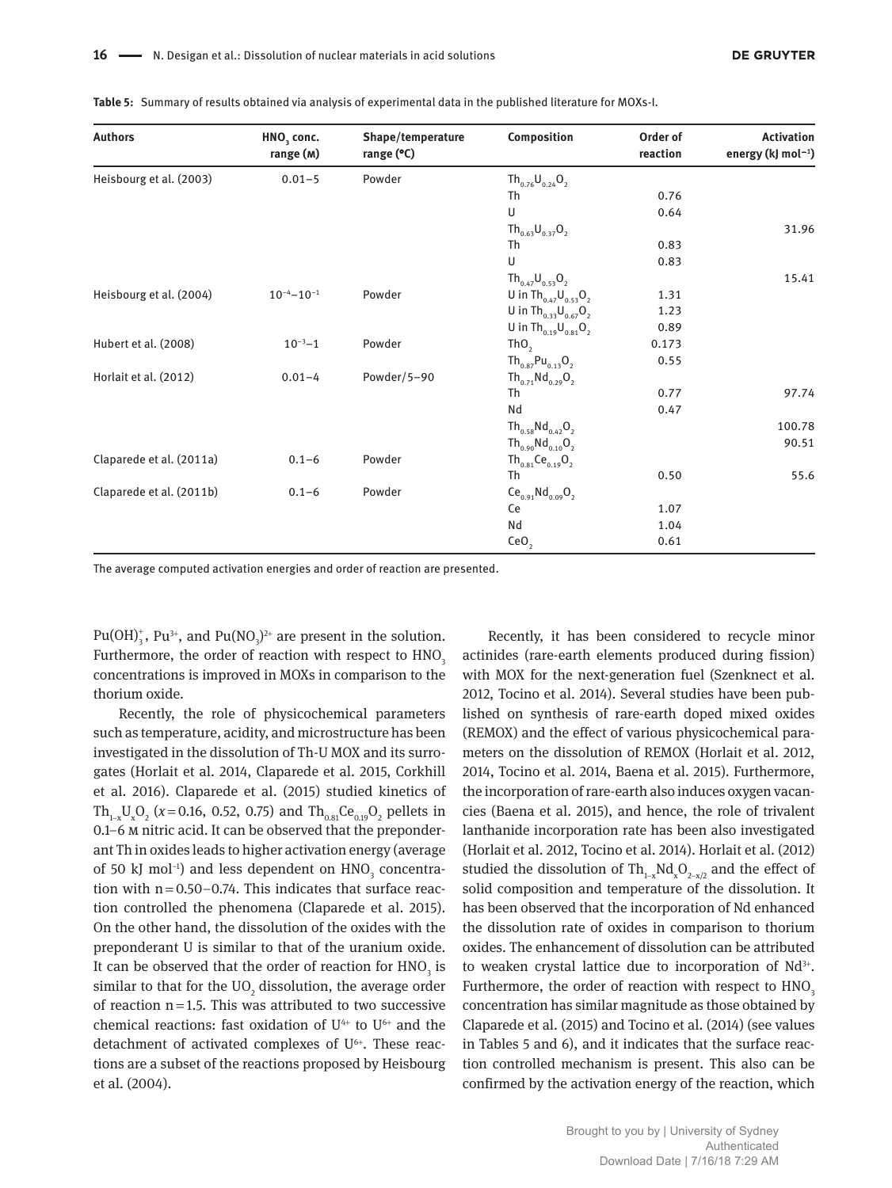**Table 5:** Summary of results obtained via analysis of experimental data in the published literature for MOXs-I.

| Authors | $HNO_3$ conc. range (M) | Shape/temperature range (°C) | Composition | Order of reaction | Activation energy (kJ mol$^{-1}$) |
|---|---|---|---|---|---|
| Heisbourg et al. (2003) | 0.01–5 | Powder | $Th_{0.76}U_{0.24}O_2$ | | |
| | | | Th | 0.76 | |
| | | | U | 0.64 | |
| | | | $Th_{0.63}U_{0.37}O_2$ | | 31.96 |
| | | | Th | 0.83 | |
| | | | U | 0.83 | |
| | | | $Th_{0.47}U_{0.53}O_2$ | | 15.41 |
| Heisbourg et al. (2004) | $10^{-4}$–$10^{-1}$ | Powder | U in $Th_{0.47}U_{0.53}O_2$ | 1.31 | |
| | | | U in $Th_{0.33}U_{0.67}O_2$ | 1.23 | |
| | | | U in $Th_{0.19}U_{0.81}O_2$ | 0.89 | |
| Hubert et al. (2008) | $10^{-3}$–1 | Powder | $ThO_2$ | 0.173 | |
| | | | $Th_{0.87}Pu_{0.13}O_2$ | 0.55 | |
| Horlait et al. (2012) | 0.01–4 | Powder/5–90 | $Th_{0.71}Nd_{0.29}O_2$ | | |
| | | | Th | 0.77 | 97.74 |
| | | | Nd | 0.47 | |
| | | | $Th_{0.58}Nd_{0.42}O_2$ | | 100.78 |
| | | | $Th_{0.90}Nd_{0.10}O_2$ | | 90.51 |
| Claparede et al. (2011a) | 0.1–6 | Powder | $Th_{0.81}Ce_{0.19}O_2$ | | |
| | | | Th | 0.50 | 55.6 |
| Claparede et al. (2011b) | 0.1–6 | Powder | $Ce_{0.91}Nd_{0.09}O_2$ | | |
| | | | Ce | 1.07 | |
| | | | Nd | 1.04 | |
| | | | $CeO_2$ | 0.61 | |

The average computed activation energies and order of reaction are presented.

$Pu(OH)_3^+$, $Pu^{3+}$, and $Pu(NO_3)^{2+}$ are present in the solution. Furthermore, the order of reaction with respect to $HNO_3$ concentrations is improved in MOXs in comparison to the thorium oxide.

Recently, the role of physicochemical parameters such as temperature, acidity, and microstructure has been investigated in the dissolution of Th-U MOX and its surrogates (Horlait et al. 2014, Claparede et al. 2015, Corkhill et al. 2016). Claparede et al. (2015) studied kinetics of $Th_{1-x}U_xO_2$ ($x=0.16$, 0.52, 0.75) and $Th_{0.81}Ce_{0.19}O_2$ pellets in 0.1–6 M nitric acid. It can be observed that the preponderant Th in oxides leads to higher activation energy (average of 50 kJ mol$^{-1}$) and less dependent on $HNO_3$ concentration with $n=0.50$–0.74. This indicates that surface reaction controlled the phenomena (Claparede et al. 2015). On the other hand, the dissolution of the oxides with the preponderant U is similar to that of the uranium oxide. It can be observed that the order of reaction for $HNO_3$ is similar to that for the $UO_2$ dissolution, the average order of reaction $n=1.5$. This was attributed to two successive chemical reactions: fast oxidation of $U^{4+}$ to $U^{6+}$ and the detachment of activated complexes of $U^{6+}$. These reactions are a subset of the reactions proposed by Heisbourg et al. (2004).

Recently, it has been considered to recycle minor actinides (rare-earth elements produced during fission) with MOX for the next-generation fuel (Szenknect et al. 2012, Tocino et al. 2014). Several studies have been published on synthesis of rare-earth doped mixed oxides (REMOX) and the effect of various physicochemical parameters on the dissolution of REMOX (Horlait et al. 2012, 2014, Tocino et al. 2014, Baena et al. 2015). Furthermore, the incorporation of rare-earth also induces oxygen vacancies (Baena et al. 2015), and hence, the role of trivalent lanthanide incorporation rate has been also investigated (Horlait et al. 2012, Tocino et al. 2014). Horlait et al. (2012) studied the dissolution of $Th_{1-x}Nd_xO_{2-x/2}$ and the effect of solid composition and temperature of the dissolution. It has been observed that the incorporation of Nd enhanced the dissolution rate of oxides in comparison to thorium oxides. The enhancement of dissolution can be attributed to weaken crystal lattice due to incorporation of $Nd^{3+}$. Furthermore, the order of reaction with respect to $HNO_3$ concentration has similar magnitude as those obtained by Claparede et al. (2015) and Tocino et al. (2014) (see values in Tables 5 and 6), and it indicates that the surface reaction controlled mechanism is present. This also can be confirmed by the activation energy of the reaction, which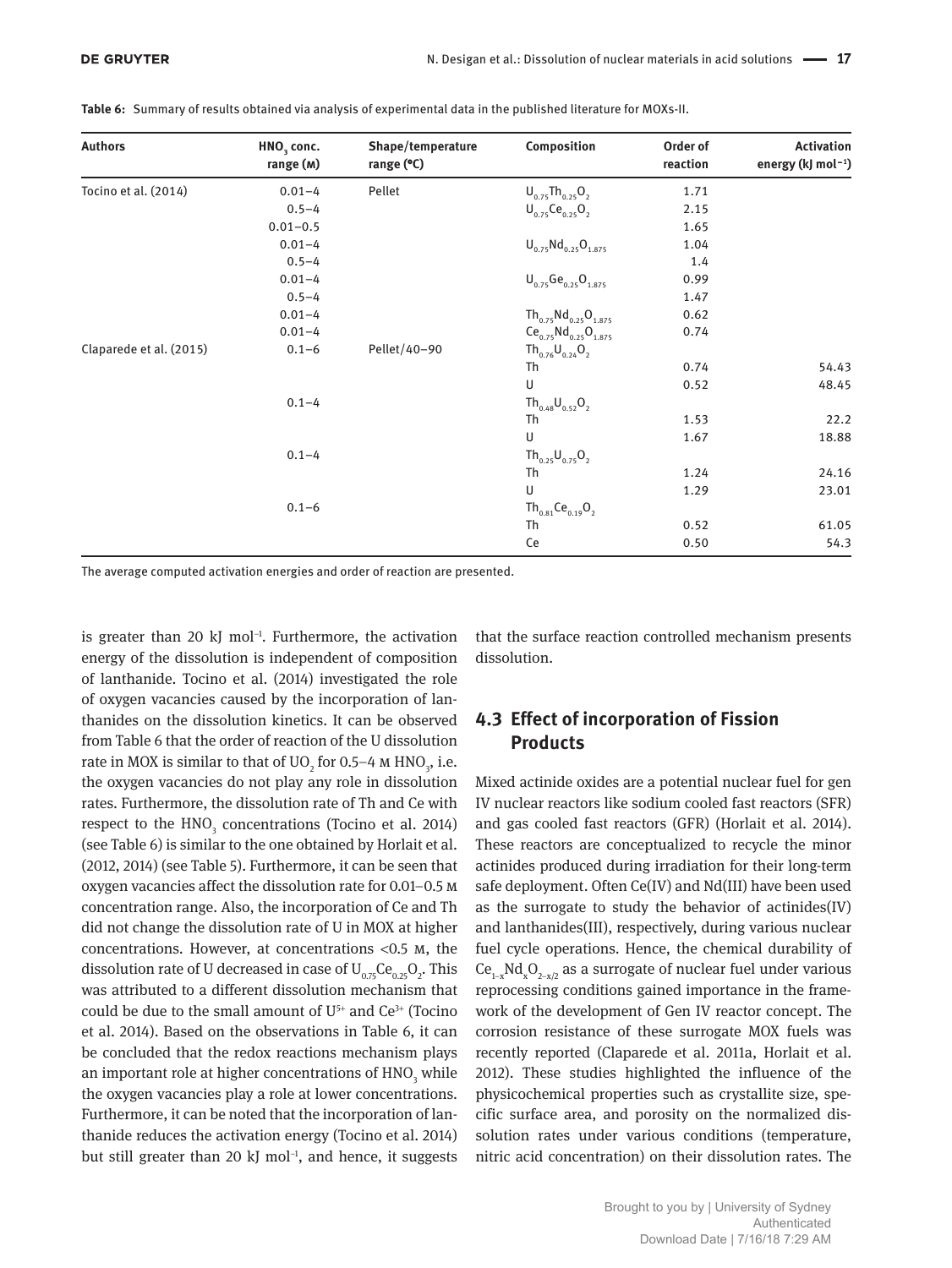**Table 6:** Summary of results obtained via analysis of experimental data in the published literature for MOXs-II.

| Authors | $HNO_3$ conc. range (M) | Shape/temperature range (°C) | Composition | Order of reaction | Activation energy (kJ mol$^{-1}$) |
|---|---|---|---|---|---|
| Tocino et al. (2014) | 0.01–4 | Pellet | $U_{0.75}Th_{0.25}O_2$ | 1.71 | |
| | 0.5–4 | | $U_{0.75}Ce_{0.25}O_2$ | 2.15 | |
| | 0.01–0.5 | | | 1.65 | |
| | 0.01–4 | | $U_{0.75}Nd_{0.25}O_{1.875}$ | 1.04 | |
| | 0.5–4 | | | 1.4 | |
| | 0.01–4 | | $U_{0.75}Ge_{0.25}O_{1.875}$ | 0.99 | |
| | 0.5–4 | | | 1.47 | |
| | 0.01–4 | | $Th_{0.75}Nd_{0.25}O_{1.875}$ | 0.62 | |
| | 0.01–4 | | $Ce_{0.75}Nd_{0.25}O_{1.875}$ | 0.74 | |
| Claparede et al. (2015) | 0.1–6 | Pellet/40–90 | $Th_{0.76}U_{0.24}O_2$ | | |
| | | | Th | 0.74 | 54.43 |
| | | | U | 0.52 | 48.45 |
| | 0.1–4 | | $Th_{0.48}U_{0.52}O_2$ | | |
| | | | Th | 1.53 | 22.2 |
| | | | U | 1.67 | 18.88 |
| | 0.1–4 | | $Th_{0.25}U_{0.75}O_2$ | | |
| | | | Th | 1.24 | 24.16 |
| | | | U | 1.29 | 23.01 |
| | 0.1–6 | | $Th_{0.81}Ce_{0.19}O_2$ | | |
| | | | Th | 0.52 | 61.05 |
| | | | Ce | 0.50 | 54.3 |

The average computed activation energies and order of reaction are presented.

is greater than 20 kJ mol$^{-1}$. Furthermore, the activation energy of the dissolution is independent of composition of lanthanide. Tocino et al. (2014) investigated the role of oxygen vacancies caused by the incorporation of lanthanides on the dissolution kinetics. It can be observed from Table 6 that the order of reaction of the U dissolution rate in MOX is similar to that of $UO_2$ for 0.5–4 M $HNO_3$, i.e. the oxygen vacancies do not play any role in dissolution rates. Furthermore, the dissolution rate of Th and Ce with respect to the $HNO_3$ concentrations (Tocino et al. 2014) (see Table 6) is similar to the one obtained by Horlait et al. (2012, 2014) (see Table 5). Furthermore, it can be seen that oxygen vacancies affect the dissolution rate for 0.01–0.5 M concentration range. Also, the incorporation of Ce and Th did not change the dissolution rate of U in MOX at higher concentrations. However, at concentrations <0.5 M, the dissolution rate of U decreased in case of $U_{0.75}Ce_{0.25}O_2$. This was attributed to a different dissolution mechanism that could be due to the small amount of $U^{5+}$ and $Ce^{3+}$ (Tocino et al. 2014). Based on the observations in Table 6, it can be concluded that the redox reactions mechanism plays an important role at higher concentrations of $HNO_3$ while the oxygen vacancies play a role at lower concentrations. Furthermore, it can be noted that the incorporation of lanthanide reduces the activation energy (Tocino et al. 2014) but still greater than 20 kJ mol$^{-1}$, and hence, it suggests that the surface reaction controlled mechanism presents dissolution.

## 4.3 Effect of incorporation of Fission Products

Mixed actinide oxides are a potential nuclear fuel for gen IV nuclear reactors like sodium cooled fast reactors (SFR) and gas cooled fast reactors (GFR) (Horlait et al. 2014). These reactors are conceptualized to recycle the minor actinides produced during irradiation for their long-term safe deployment. Often Ce(IV) and Nd(III) have been used as the surrogate to study the behavior of actinides(IV) and lanthanides(III), respectively, during various nuclear fuel cycle operations. Hence, the chemical durability of $Ce_{1-x}Nd_xO_{2-x/2}$ as a surrogate of nuclear fuel under various reprocessing conditions gained importance in the framework of the development of Gen IV reactor concept. The corrosion resistance of these surrogate MOX fuels was recently reported (Claparede et al. 2011a, Horlait et al. 2012). These studies highlighted the influence of the physicochemical properties such as crystallite size, specific surface area, and porosity on the normalized dissolution rates under various conditions (temperature, nitric acid concentration) on their dissolution rates. The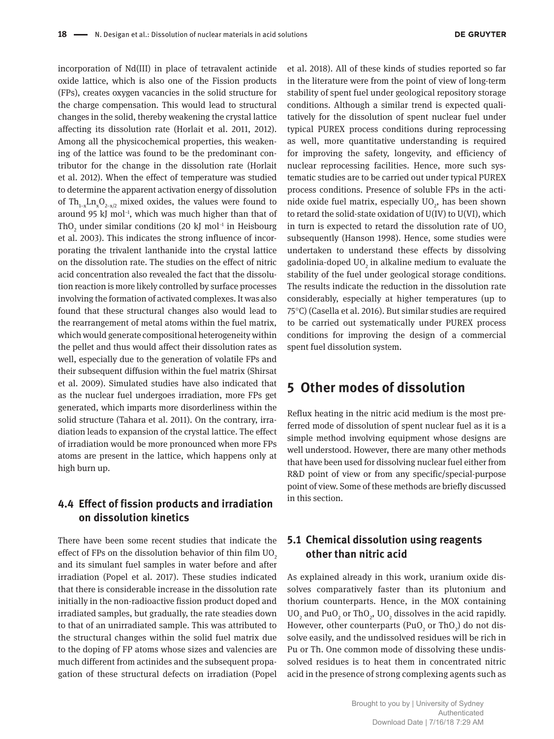incorporation of Nd(III) in place of tetravalent actinide oxide lattice, which is also one of the Fission products (FPs), creates oxygen vacancies in the solid structure for the charge compensation. This would lead to structural changes in the solid, thereby weakening the crystal lattice affecting its dissolution rate (Horlait et al. 2011, 2012). Among all the physicochemical properties, this weakening of the lattice was found to be the predominant contributor for the change in the dissolution rate (Horlait et al. 2012). When the effect of temperature was studied to determine the apparent activation energy of dissolution of $Th_{1-x}Ln_xO_{2-x/2}$ mixed oxides, the values were found to around 95 kJ mol$^{-1}$, which was much higher than that of $ThO_2$ under similar conditions (20 kJ mol$^{-1}$ in Heisbourg et al. 2003). This indicates the strong influence of incorporating the trivalent lanthanide into the crystal lattice on the dissolution rate. The studies on the effect of nitric acid concentration also revealed the fact that the dissolution reaction is more likely controlled by surface processes involving the formation of activated complexes. It was also found that these structural changes also would lead to the rearrangement of metal atoms within the fuel matrix, which would generate compositional heterogeneity within the pellet and thus would affect their dissolution rates as well, especially due to the generation of volatile FPs and their subsequent diffusion within the fuel matrix (Shirsat et al. 2009). Simulated studies have also indicated that as the nuclear fuel undergoes irradiation, more FPs get generated, which imparts more disorderliness within the solid structure (Tahara et al. 2011). On the contrary, irradiation leads to expansion of the crystal lattice. The effect of irradiation would be more pronounced when more FPs atoms are present in the lattice, which happens only at high burn up.

### 4.4 Effect of fission products and irradiation on dissolution kinetics

There have been some recent studies that indicate the effect of FPs on the dissolution behavior of thin film $UO_2$ and its simulant fuel samples in water before and after irradiation (Popel et al. 2017). These studies indicated that there is considerable increase in the dissolution rate initially in the non-radioactive fission product doped and irradiated samples, but gradually, the rate steadies down to that of an unirradiated sample. This was attributed to the structural changes within the solid fuel matrix due to the doping of FP atoms whose sizes and valencies are much different from actinides and the subsequent propagation of these structural defects on irradiation (Popel et al. 2018). All of these kinds of studies reported so far in the literature were from the point of view of long-term stability of spent fuel under geological repository storage conditions. Although a similar trend is expected qualitatively for the dissolution of spent nuclear fuel under typical PUREX process conditions during reprocessing as well, more quantitative understanding is required for improving the safety, longevity, and efficiency of nuclear reprocessing facilities. Hence, more such systematic studies are to be carried out under typical PUREX process conditions. Presence of soluble FPs in the actinide oxide fuel matrix, especially $UO_2$, has been shown to retard the solid-state oxidation of U(IV) to U(VI), which in turn is expected to retard the dissolution rate of $UO_2$ subsequently (Hanson 1998). Hence, some studies were undertaken to understand these effects by dissolving gadolinia-doped $UO_2$ in alkaline medium to evaluate the stability of the fuel under geological storage conditions. The results indicate the reduction in the dissolution rate considerably, especially at higher temperatures (up to 75°C) (Casella et al. 2016). But similar studies are required to be carried out systematically under PUREX process conditions for improving the design of a commercial spent fuel dissolution system.

## 5 Other modes of dissolution

Reflux heating in the nitric acid medium is the most preferred mode of dissolution of spent nuclear fuel as it is a simple method involving equipment whose designs are well understood. However, there are many other methods that have been used for dissolving nuclear fuel either from R&D point of view or from any specific/special-purpose point of view. Some of these methods are briefly discussed in this section.

### 5.1 Chemical dissolution using reagents other than nitric acid

As explained already in this work, uranium oxide dissolves comparatively faster than its plutonium and thorium counterparts. Hence, in the MOX containing $UO_2$ and $PuO_2$ or $ThO_2$, $UO_2$ dissolves in the acid rapidly. However, other counterparts ($PuO_2$ or $ThO_2$) do not dissolve easily, and the undissolved residues will be rich in Pu or Th. One common mode of dissolving these undissolved residues is to heat them in concentrated nitric acid in the presence of strong complexing agents such as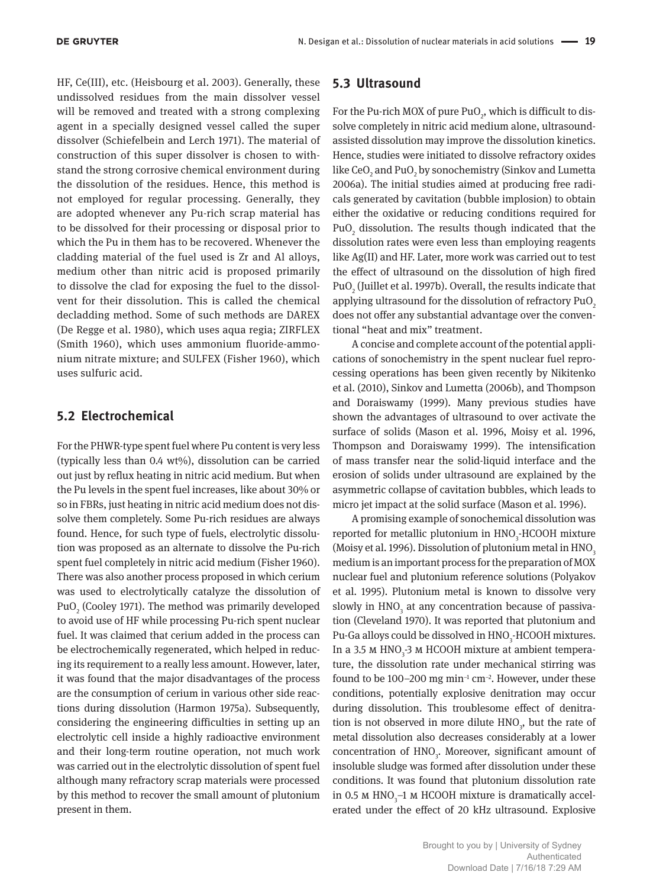HF, Ce(III), etc. (Heisbourg et al. 2003). Generally, these undissolved residues from the main dissolver vessel will be removed and treated with a strong complexing agent in a specially designed vessel called the super dissolver (Schiefelbein and Lerch 1971). The material of construction of this super dissolver is chosen to withstand the strong corrosive chemical environment during the dissolution of the residues. Hence, this method is not employed for regular processing. Generally, they are adopted whenever any Pu-rich scrap material has to be dissolved for their processing or disposal prior to which the Pu in them has to be recovered. Whenever the cladding material of the fuel used is Zr and Al alloys, medium other than nitric acid is proposed primarily to dissolve the clad for exposing the fuel to the dissolvent for their dissolution. This is called the chemical decladding method. Some of such methods are DAREX (De Regge et al. 1980), which uses aqua regia; ZIRFLEX (Smith 1960), which uses ammonium fluoride-ammonium nitrate mixture; and SULFEX (Fisher 1960), which uses sulfuric acid.

## 5.2 Electrochemical

For the PHWR-type spent fuel where Pu content is very less (typically less than 0.4 wt%), dissolution can be carried out just by reflux heating in nitric acid medium. But when the Pu levels in the spent fuel increases, like about 30% or so in FBRs, just heating in nitric acid medium does not dissolve them completely. Some Pu-rich residues are always found. Hence, for such type of fuels, electrolytic dissolution was proposed as an alternate to dissolve the Pu-rich spent fuel completely in nitric acid medium (Fisher 1960). There was also another process proposed in which cerium was used to electrolytically catalyze the dissolution of $PuO_2$ (Cooley 1971). The method was primarily developed to avoid use of HF while processing Pu-rich spent nuclear fuel. It was claimed that cerium added in the process can be electrochemically regenerated, which helped in reducing its requirement to a really less amount. However, later, it was found that the major disadvantages of the process are the consumption of cerium in various other side reactions during dissolution (Harmon 1975a). Subsequently, considering the engineering difficulties in setting up an electrolytic cell inside a highly radioactive environment and their long-term routine operation, not much work was carried out in the electrolytic dissolution of spent fuel although many refractory scrap materials were processed by this method to recover the small amount of plutonium present in them.

## 5.3 Ultrasound

For the Pu-rich MOX of pure $PuO_2$, which is difficult to dissolve completely in nitric acid medium alone, ultrasound-assisted dissolution may improve the dissolution kinetics. Hence, studies were initiated to dissolve refractory oxides like $CeO_2$ and $PuO_2$ by sonochemistry (Sinkov and Lumetta 2006a). The initial studies aimed at producing free radicals generated by cavitation (bubble implosion) to obtain either the oxidative or reducing conditions required for $PuO_2$ dissolution. The results though indicated that the dissolution rates were even less than employing reagents like Ag(II) and HF. Later, more work was carried out to test the effect of ultrasound on the dissolution of high fired $PuO_2$ (Juillet et al. 1997b). Overall, the results indicate that applying ultrasound for the dissolution of refractory $PuO_2$ does not offer any substantial advantage over the conventional "heat and mix" treatment.

A concise and complete account of the potential applications of sonochemistry in the spent nuclear fuel reprocessing operations has been given recently by Nikitenko et al. (2010), Sinkov and Lumetta (2006b), and Thompson and Doraiswamy (1999). Many previous studies have shown the advantages of ultrasound to over activate the surface of solids (Mason et al. 1996, Moisy et al. 1996, Thompson and Doraiswamy 1999). The intensification of mass transfer near the solid-liquid interface and the erosion of solids under ultrasound are explained by the asymmetric collapse of cavitation bubbles, which leads to micro jet impact at the solid surface (Mason et al. 1996).

A promising example of sonochemical dissolution was reported for metallic plutonium in $HNO_3$-HCOOH mixture (Moisy et al. 1996). Dissolution of plutonium metal in $HNO_3$ medium is an important process for the preparation of MOX nuclear fuel and plutonium reference solutions (Polyakov et al. 1995). Plutonium metal is known to dissolve very slowly in $HNO_3$ at any concentration because of passivation (Cleveland 1970). It was reported that plutonium and Pu-Ga alloys could be dissolved in $HNO_3$-HCOOH mixtures. In a 3.5 M $HNO_3$-3 M HCOOH mixture at ambient temperature, the dissolution rate under mechanical stirring was found to be 100–200 mg $min^{-1}$ $cm^{-2}$. However, under these conditions, potentially explosive denitration may occur during dissolution. This troublesome effect of denitration is not observed in more dilute $HNO_3$, but the rate of metal dissolution also decreases considerably at a lower concentration of $HNO_3$. Moreover, significant amount of insoluble sludge was formed after dissolution under these conditions. It was found that plutonium dissolution rate in 0.5 M $HNO_3$–1 M HCOOH mixture is dramatically accelerated under the effect of 20 kHz ultrasound. Explosive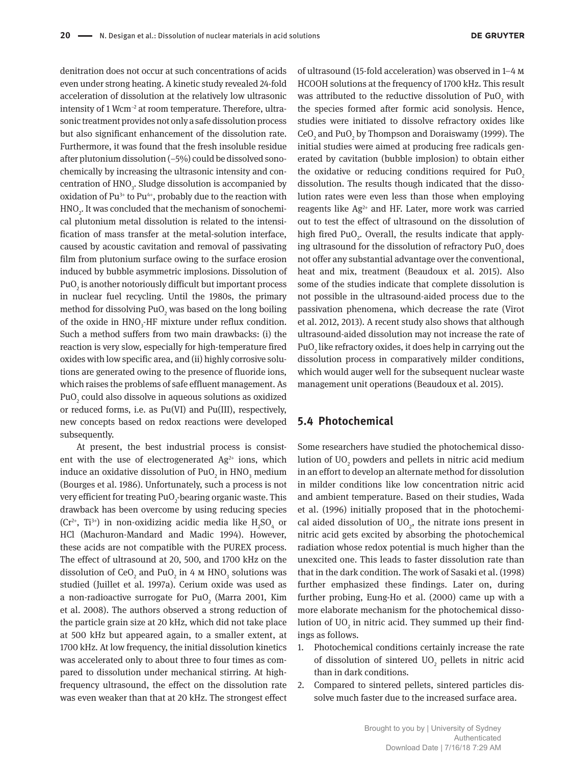denitration does not occur at such concentrations of acids even under strong heating. A kinetic study revealed 24-fold acceleration of dissolution at the relatively low ultrasonic intensity of 1 $Wcm^{-2}$ at room temperature. Therefore, ultrasonic treatment provides not only a safe dissolution process but also significant enhancement of the dissolution rate. Furthermore, it was found that the fresh insoluble residue after plutonium dissolution (~5%) could be dissolved sonochemically by increasing the ultrasonic intensity and concentration of $HNO_3$. Sludge dissolution is accompanied by oxidation of $Pu^{3+}$ to $Pu^{4+}$, probably due to the reaction with $HNO_2$. It was concluded that the mechanism of sonochemical plutonium metal dissolution is related to the intensification of mass transfer at the metal-solution interface, caused by acoustic cavitation and removal of passivating film from plutonium surface owing to the surface erosion induced by bubble asymmetric implosions. Dissolution of $PuO_2$ is another notoriously difficult but important process in nuclear fuel recycling. Until the 1980s, the primary method for dissolving $PuO_2$ was based on the long boiling of the oxide in $HNO_3$-HF mixture under reflux condition. Such a method suffers from two main drawbacks: (i) the reaction is very slow, especially for high-temperature fired oxides with low specific area, and (ii) highly corrosive solutions are generated owing to the presence of fluoride ions, which raises the problems of safe effluent management. As $PuO_2$ could also dissolve in aqueous solutions as oxidized or reduced forms, i.e. as Pu(VI) and Pu(III), respectively, new concepts based on redox reactions were developed subsequently.

At present, the best industrial process is consistent with the use of electrogenerated $Ag^{2+}$ ions, which induce an oxidative dissolution of $PuO_2$ in $HNO_3$ medium (Bourges et al. 1986). Unfortunately, such a process is not very efficient for treating $PuO_2$-bearing organic waste. This drawback has been overcome by using reducing species ($Cr^{2+}$, $Ti^{3+}$) in non-oxidizing acidic media like $H_2SO_4$ or HCl (Machuron-Mandard and Madic 1994). However, these acids are not compatible with the PUREX process. The effect of ultrasound at 20, 500, and 1700 kHz on the dissolution of $CeO_2$ and $PuO_2$ in 4 M $HNO_3$ solutions was studied (Juillet et al. 1997a). Cerium oxide was used as a non-radioactive surrogate for $PuO_2$ (Marra 2001, Kim et al. 2008). The authors observed a strong reduction of the particle grain size at 20 kHz, which did not take place at 500 kHz but appeared again, to a smaller extent, at 1700 kHz. At low frequency, the initial dissolution kinetics was accelerated only to about three to four times as compared to dissolution under mechanical stirring. At high-frequency ultrasound, the effect on the dissolution rate was even weaker than that at 20 kHz. The strongest effect of ultrasound (15-fold acceleration) was observed in 1–4 M HCOOH solutions at the frequency of 1700 kHz. This result was attributed to the reductive dissolution of $PuO_2$ with the species formed after formic acid sonolysis. Hence, studies were initiated to dissolve refractory oxides like $CeO_2$ and $PuO_2$ by Thompson and Doraiswamy (1999). The initial studies were aimed at producing free radicals generated by cavitation (bubble implosion) to obtain either the oxidative or reducing conditions required for $PuO_2$ dissolution. The results though indicated that the dissolution rates were even less than those when employing reagents like $Ag^{2+}$ and HF. Later, more work was carried out to test the effect of ultrasound on the dissolution of high fired $PuO_2$. Overall, the results indicate that applying ultrasound for the dissolution of refractory $PuO_2$ does not offer any substantial advantage over the conventional, heat and mix, treatment (Beaudoux et al. 2015). Also some of the studies indicate that complete dissolution is not possible in the ultrasound-aided process due to the passivation phenomena, which decrease the rate (Virot et al. 2012, 2013). A recent study also shows that although ultrasound-aided dissolution may not increase the rate of $PuO_2$ like refractory oxides, it does help in carrying out the dissolution process in comparatively milder conditions, which would auger well for the subsequent nuclear waste management unit operations (Beaudoux et al. 2015).

## 5.4 Photochemical

Some researchers have studied the photochemical dissolution of $UO_2$ powders and pellets in nitric acid medium in an effort to develop an alternate method for dissolution in milder conditions like low concentration nitric acid and ambient temperature. Based on their studies, Wada et al. (1996) initially proposed that in the photochemical aided dissolution of $UO_2$, the nitrate ions present in nitric acid gets excited by absorbing the photochemical radiation whose redox potential is much higher than the unexcited one. This leads to faster dissolution rate than that in the dark condition. The work of Sasaki et al. (1998) further emphasized these findings. Later on, during further probing, Eung-Ho et al. (2000) came up with a more elaborate mechanism for the photochemical dissolution of $UO_2$ in nitric acid. They summed up their findings as follows.

1. Photochemical conditions certainly increase the rate of dissolution of sintered $UO_2$ pellets in nitric acid than in dark conditions.
2. Compared to sintered pellets, sintered particles dissolve much faster due to the increased surface area.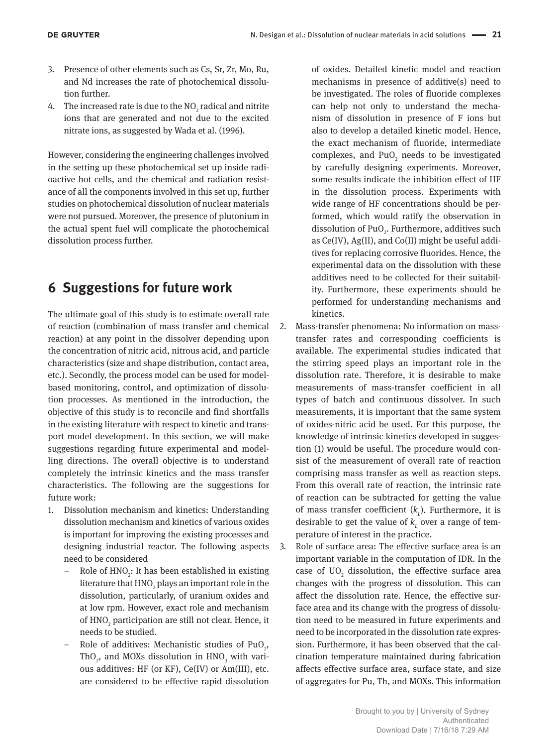3. Presence of other elements such as Cs, Sr, Zr, Mo, Ru, and Nd increases the rate of photochemical dissolution further.
4. The increased rate is due to the $NO_2$ radical and nitrite ions that are generated and not due to the excited nitrate ions, as suggested by Wada et al. (1996).

However, considering the engineering challenges involved in the setting up these photochemical set up inside radioactive hot cells, and the chemical and radiation resistance of all the components involved in this set up, further studies on photochemical dissolution of nuclear materials were not pursued. Moreover, the presence of plutonium in the actual spent fuel will complicate the photochemical dissolution process further.

## 6 Suggestions for future work

The ultimate goal of this study is to estimate overall rate of reaction (combination of mass transfer and chemical reaction) at any point in the dissolver depending upon the concentration of nitric acid, nitrous acid, and particle characteristics (size and shape distribution, contact area, etc.). Secondly, the process model can be used for model-based monitoring, control, and optimization of dissolution processes. As mentioned in the introduction, the objective of this study is to reconcile and find shortfalls in the existing literature with respect to kinetic and transport model development. In this section, we will make suggestions regarding future experimental and modelling directions. The overall objective is to understand completely the intrinsic kinetics and the mass transfer characteristics. The following are the suggestions for future work:

1. Dissolution mechanism and kinetics: Understanding dissolution mechanism and kinetics of various oxides is important for improving the existing processes and designing industrial reactor. The following aspects need to be considered
   - Role of $HNO_2$: It has been established in existing literature that $HNO_2$ plays an important role in the dissolution, particularly, of uranium oxides and at low rpm. However, exact role and mechanism of $HNO_2$ participation are still not clear. Hence, it needs to be studied.
   - Role of additives: Mechanistic studies of $PuO_2$, $ThO_2$, and MOXs dissolution in $HNO_3$ with various additives: HF (or KF), Ce(IV) or Am(III), etc. are considered to be effective rapid dissolution of oxides. Detailed kinetic model and reaction mechanisms in presence of additive(s) need to be investigated. The roles of fluoride complexes can help not only to understand the mechanism of dissolution in presence of F ions but also to develop a detailed kinetic model. Hence, the exact mechanism of fluoride, intermediate complexes, and $PuO_2$ needs to be investigated by carefully designing experiments. Moreover, some results indicate the inhibition effect of HF in the dissolution process. Experiments with wide range of HF concentrations should be performed, which would ratify the observation in dissolution of $PuO_2$. Furthermore, additives such as Ce(IV), Ag(II), and Co(II) might be useful additives for replacing corrosive fluorides. Hence, the experimental data on the dissolution with these additives need to be collected for their suitability. Furthermore, these experiments should be performed for understanding mechanisms and kinetics.
2. Mass-transfer phenomena: No information on mass-transfer rates and corresponding coefficients is available. The experimental studies indicated that the stirring speed plays an important role in the dissolution rate. Therefore, it is desirable to make measurements of mass-transfer coefficient in all types of batch and continuous dissolver. In such measurements, it is important that the same system of oxides-nitric acid be used. For this purpose, the knowledge of intrinsic kinetics developed in suggestion (1) would be useful. The procedure would consist of the measurement of overall rate of reaction comprising mass transfer as well as reaction steps. From this overall rate of reaction, the intrinsic rate of reaction can be subtracted for getting the value of mass transfer coefficient ($k_L$). Furthermore, it is desirable to get the value of $k_L$ over a range of temperature of interest in the practice.
3. Role of surface area: The effective surface area is an important variable in the computation of IDR. In the case of $UO_2$ dissolution, the effective surface area changes with the progress of dissolution. This can affect the dissolution rate. Hence, the effective surface area and its change with the progress of dissolution need to be measured in future experiments and need to be incorporated in the dissolution rate expression. Furthermore, it has been observed that the calcination temperature maintained during fabrication affects effective surface area, surface state, and size of aggregates for Pu, Th, and MOXs. This information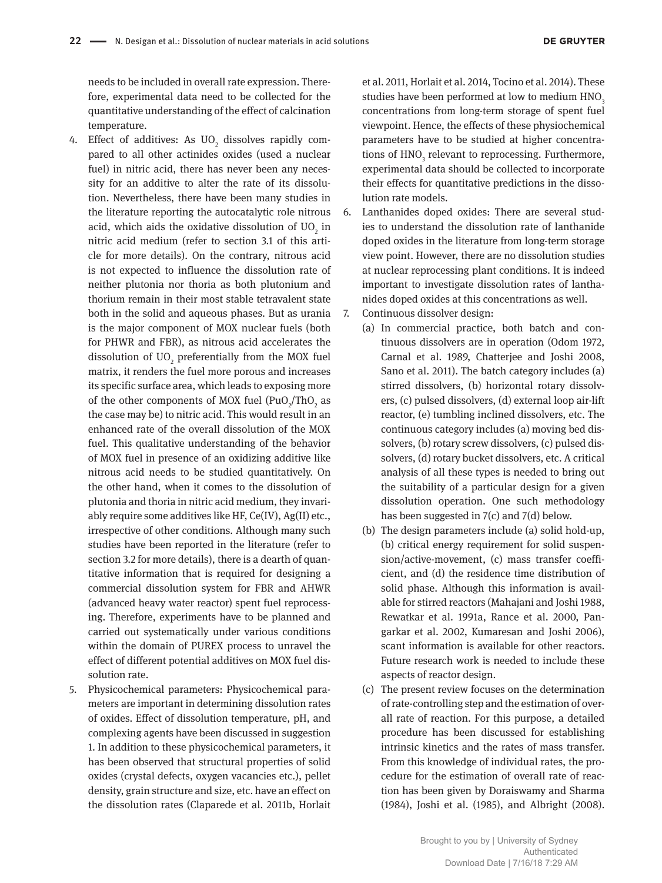needs to be included in overall rate expression. Therefore, experimental data need to be collected for the quantitative understanding of the effect of calcination temperature.

4. Effect of additives: As $UO_2$ dissolves rapidly compared to all other actinides oxides (used a nuclear fuel) in nitric acid, there has never been any necessity for an additive to alter the rate of its dissolution. Nevertheless, there have been many studies in the literature reporting the autocatalytic role nitrous acid, which aids the oxidative dissolution of $UO_2$ in nitric acid medium (refer to section 3.1 of this article for more details). On the contrary, nitrous acid is not expected to influence the dissolution rate of neither plutonia nor thoria as both plutonium and thorium remain in their most stable tetravalent state both in the solid and aqueous phases. But as urania is the major component of MOX nuclear fuels (both for PHWR and FBR), as nitrous acid accelerates the dissolution of $UO_2$ preferentially from the MOX fuel matrix, it renders the fuel more porous and increases its specific surface area, which leads to exposing more of the other components of MOX fuel ($PuO_2$/$ThO_2$ as the case may be) to nitric acid. This would result in an enhanced rate of the overall dissolution of the MOX fuel. This qualitative understanding of the behavior of MOX fuel in presence of an oxidizing additive like nitrous acid needs to be studied quantitatively. On the other hand, when it comes to the dissolution of plutonia and thoria in nitric acid medium, they invariably require some additives like HF, Ce(IV), Ag(II) etc., irrespective of other conditions. Although many such studies have been reported in the literature (refer to section 3.2 for more details), there is a dearth of quantitative information that is required for designing a commercial dissolution system for FBR and AHWR (advanced heavy water reactor) spent fuel reprocessing. Therefore, experiments have to be planned and carried out systematically under various conditions within the domain of PUREX process to unravel the effect of different potential additives on MOX fuel dissolution rate.
5. Physicochemical parameters: Physicochemical parameters are important in determining dissolution rates of oxides. Effect of dissolution temperature, pH, and complexing agents have been discussed in suggestion 1. In addition to these physicochemical parameters, it has been observed that structural properties of solid oxides (crystal defects, oxygen vacancies etc.), pellet density, grain structure and size, etc. have an effect on the dissolution rates (Claparede et al. 2011b, Horlait et al. 2011, Horlait et al. 2014, Tocino et al. 2014). These studies have been performed at low to medium $HNO_3$ concentrations from long-term storage of spent fuel viewpoint. Hence, the effects of these physiochemical parameters have to be studied at higher concentrations of $HNO_3$ relevant to reprocessing. Furthermore, experimental data should be collected to incorporate their effects for quantitative predictions in the dissolution rate models.
6. Lanthanides doped oxides: There are several studies to understand the dissolution rate of lanthanide doped oxides in the literature from long-term storage view point. However, there are no dissolution studies at nuclear reprocessing plant conditions. It is indeed important to investigate dissolution rates of lanthanides doped oxides at this concentrations as well.
7. Continuous dissolver design:
   (a) In commercial practice, both batch and continuous dissolvers are in operation (Odom 1972, Carnal et al. 1989, Chatterjee and Joshi 2008, Sano et al. 2011). The batch category includes (a) stirred dissolvers, (b) horizontal rotary dissolvers, (c) pulsed dissolvers, (d) external loop air-lift reactor, (e) tumbling inclined dissolvers, etc. The continuous category includes (a) moving bed dissolvers, (b) rotary screw dissolvers, (c) pulsed dissolvers, (d) rotary bucket dissolvers, etc. A critical analysis of all these types is needed to bring out the suitability of a particular design for a given dissolution operation. One such methodology has been suggested in 7(c) and 7(d) below.
   (b) The design parameters include (a) solid hold-up, (b) critical energy requirement for solid suspension/active-movement, (c) mass transfer coefficient, and (d) the residence time distribution of solid phase. Although this information is available for stirred reactors (Mahajani and Joshi 1988, Rewatkar et al. 1991a, Rance et al. 2000, Pangarkar et al. 2002, Kumaresan and Joshi 2006), scant information is available for other reactors. Future research work is needed to include these aspects of reactor design.
   (c) The present review focuses on the determination of rate-controlling step and the estimation of overall rate of reaction. For this purpose, a detailed procedure has been discussed for establishing intrinsic kinetics and the rates of mass transfer. From this knowledge of individual rates, the procedure for the estimation of overall rate of reaction has been given by Doraiswamy and Sharma (1984), Joshi et al. (1985), and Albright (2008).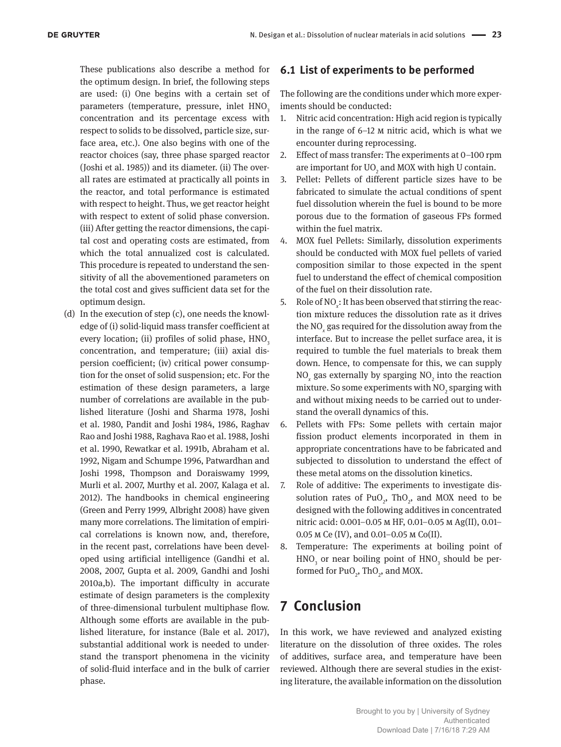These publications also describe a method for the optimum design. In brief, the following steps are used: (i) One begins with a certain set of parameters (temperature, pressure, inlet $HNO_3$ concentration and its percentage excess with respect to solids to be dissolved, particle size, surface area, etc.). One also begins with one of the reactor choices (say, three phase sparged reactor (Joshi et al. 1985)) and its diameter. (ii) The overall rates are estimated at practically all points in the reactor, and total performance is estimated with respect to height. Thus, we get reactor height with respect to extent of solid phase conversion. (iii) After getting the reactor dimensions, the capital cost and operating costs are estimated, from which the total annualized cost is calculated. This procedure is repeated to understand the sensitivity of all the abovementioned parameters on the total cost and gives sufficient data set for the optimum design.

(d) In the execution of step (c), one needs the knowledge of (i) solid-liquid mass transfer coefficient at every location; (ii) profiles of solid phase, $HNO_3$ concentration, and temperature; (iii) axial dispersion coefficient; (iv) critical power consumption for the onset of solid suspension; etc. For the estimation of these design parameters, a large number of correlations are available in the published literature (Joshi and Sharma 1978, Joshi et al. 1980, Pandit and Joshi 1984, 1986, Raghav Rao and Joshi 1988, Raghava Rao et al. 1988, Joshi et al. 1990, Rewatkar et al. 1991b, Abraham et al. 1992, Nigam and Schumpe 1996, Patwardhan and Joshi 1998, Thompson and Doraiswamy 1999, Murli et al. 2007, Murthy et al. 2007, Kalaga et al. 2012). The handbooks in chemical engineering (Green and Perry 1999, Albright 2008) have given many more correlations. The limitation of empirical correlations is known now, and, therefore, in the recent past, correlations have been developed using artificial intelligence (Gandhi et al. 2008, 2007, Gupta et al. 2009, Gandhi and Joshi 2010a,b). The important difficulty in accurate estimate of design parameters is the complexity of three-dimensional turbulent multiphase flow. Although some efforts are available in the published literature, for instance (Bale et al. 2017), substantial additional work is needed to understand the transport phenomena in the vicinity of solid-fluid interface and in the bulk of carrier phase.

## 6.1 List of experiments to be performed

The following are the conditions under which more experiments should be conducted:

1. Nitric acid concentration: High acid region is typically in the range of 6–12 M nitric acid, which is what we encounter during reprocessing.
2. Effect of mass transfer: The experiments at 0–100 rpm are important for $UO_2$ and MOX with high U contain.
3. Pellet: Pellets of different particle sizes have to be fabricated to simulate the actual conditions of spent fuel dissolution wherein the fuel is bound to be more porous due to the formation of gaseous FPs formed within the fuel matrix.
4. MOX fuel Pellets: Similarly, dissolution experiments should be conducted with MOX fuel pellets of varied composition similar to those expected in the spent fuel to understand the effect of chemical composition of the fuel on their dissolution rate.
5. Role of $NO_x$: It has been observed that stirring the reaction mixture reduces the dissolution rate as it drives the $NO_x$ gas required for the dissolution away from the interface. But to increase the pellet surface area, it is required to tumble the fuel materials to break them down. Hence, to compensate for this, we can supply $NO_x$ gas externally by sparging $NO_2$ into the reaction mixture. So some experiments with $NO_2$ sparging with and without mixing needs to be carried out to understand the overall dynamics of this.
6. Pellets with FPs: Some pellets with certain major fission product elements incorporated in them in appropriate concentrations have to be fabricated and subjected to dissolution to understand the effect of these metal atoms on the dissolution kinetics.
7. Role of additive: The experiments to investigate dissolution rates of $PuO_2$, $ThO_2$, and MOX need to be designed with the following additives in concentrated nitric acid: 0.001–0.05 M HF, 0.01–0.05 M Ag(II), 0.01–0.05 M Ce (IV), and 0.01–0.05 M Co(II).
8. Temperature: The experiments at boiling point of $HNO_3$ or near boiling point of $HNO_3$ should be performed for $PuO_2$, $ThO_2$, and MOX.

# 7 Conclusion

In this work, we have reviewed and analyzed existing literature on the dissolution of three oxides. The roles of additives, surface area, and temperature have been reviewed. Although there are several studies in the existing literature, the available information on the dissolution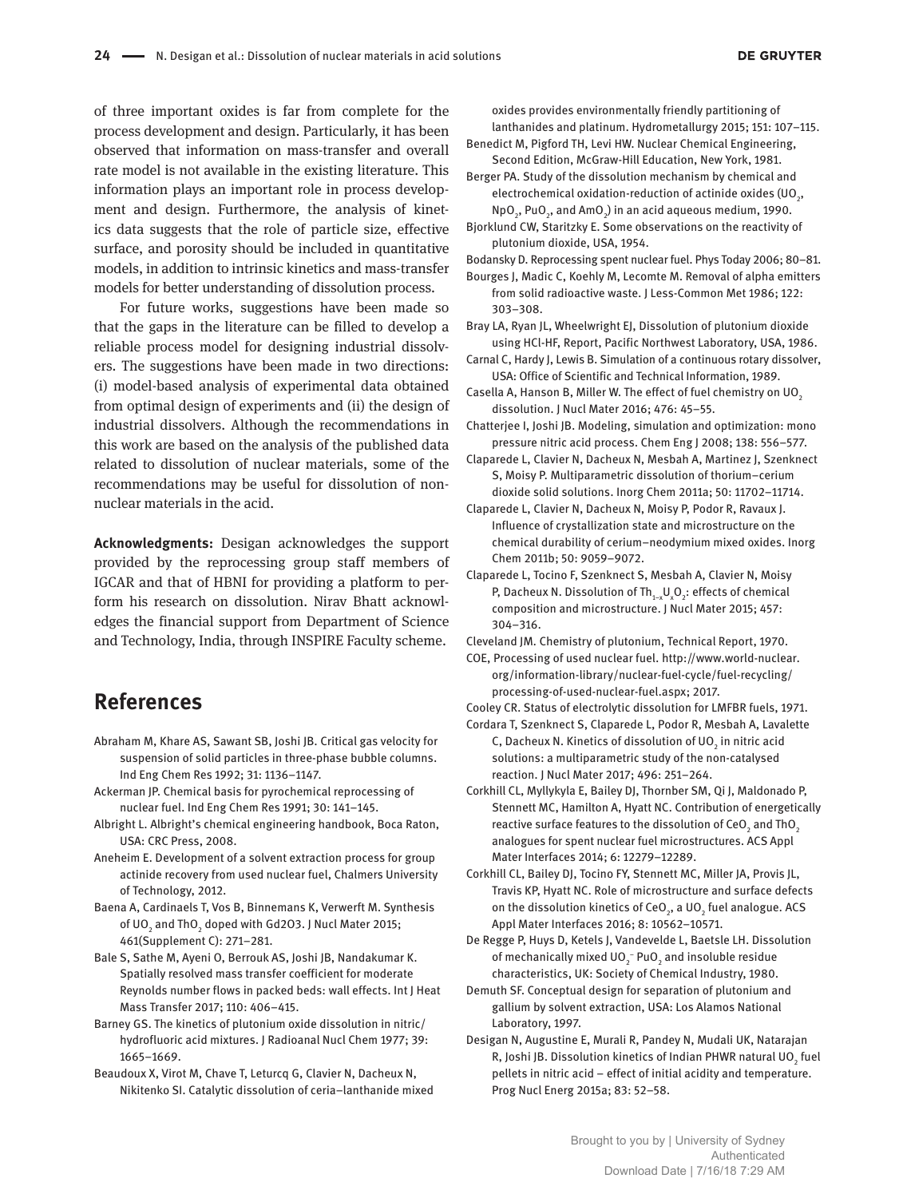of three important oxides is far from complete for the process development and design. Particularly, it has been observed that information on mass-transfer and overall rate model is not available in the existing literature. This information plays an important role in process development and design. Furthermore, the analysis of kinetics data suggests that the role of particle size, effective surface, and porosity should be included in quantitative models, in addition to intrinsic kinetics and mass-transfer models for better understanding of dissolution process.

For future works, suggestions have been made so that the gaps in the literature can be filled to develop a reliable process model for designing industrial dissolvers. The suggestions have been made in two directions: (i) model-based analysis of experimental data obtained from optimal design of experiments and (ii) the design of industrial dissolvers. Although the recommendations in this work are based on the analysis of the published data related to dissolution of nuclear materials, some of the recommendations may be useful for dissolution of non-nuclear materials in the acid.

**Acknowledgments:** Desigan acknowledges the support provided by the reprocessing group staff members of IGCAR and that of HBNI for providing a platform to perform his research on dissolution. Nirav Bhatt acknowledges the financial support from Department of Science and Technology, India, through INSPIRE Faculty scheme.

## References

Abraham M, Khare AS, Sawant SB, Joshi JB. Critical gas velocity for suspension of solid particles in three-phase bubble columns. Ind Eng Chem Res 1992; 31: 1136–1147.

Ackerman JP. Chemical basis for pyrochemical reprocessing of nuclear fuel. Ind Eng Chem Res 1991; 30: 141–145.

Albright L. Albright's chemical engineering handbook, Boca Raton, USA: CRC Press, 2008.

Aneheim E. Development of a solvent extraction process for group actinide recovery from used nuclear fuel, Chalmers University of Technology, 2012.

Baena A, Cardinaels T, Vos B, Binnemans K, Verwerft M. Synthesis of $UO_2$ and $ThO_2$ doped with Gd2O3. J Nucl Mater 2015; 461(Supplement C): 271–281.

Bale S, Sathe M, Ayeni O, Berrouk AS, Joshi JB, Nandakumar K. Spatially resolved mass transfer coefficient for moderate Reynolds number flows in packed beds: wall effects. Int J Heat Mass Transfer 2017; 110: 406–415.

Barney GS. The kinetics of plutonium oxide dissolution in nitric/hydrofluoric acid mixtures. J Radioanal Nucl Chem 1977; 39: 1665–1669.

Beaudoux X, Virot M, Chave T, Leturcq G, Clavier N, Dacheux N, Nikitenko SI. Catalytic dissolution of ceria–lanthanide mixed oxides provides environmentally friendly partitioning of lanthanides and platinum. Hydrometallurgy 2015; 151: 107–115.

Benedict M, Pigford TH, Levi HW. Nuclear Chemical Engineering, Second Edition, McGraw-Hill Education, New York, 1981.

Berger PA. Study of the dissolution mechanism by chemical and electrochemical oxidation-reduction of actinide oxides ($UO_2$, $NpO_2$, $PuO_2$, and $AmO_2$) in an acid aqueous medium, 1990.

Bjorklund CW, Staritzky E. Some observations on the reactivity of plutonium dioxide, USA, 1954.

Bodansky D. Reprocessing spent nuclear fuel. Phys Today 2006; 80–81.

Bourges J, Madic C, Koehly M, Lecomte M. Removal of alpha emitters from solid radioactive waste. J Less-Common Met 1986; 122: 303–308.

Bray LA, Ryan JL, Wheelwright EJ, Dissolution of plutonium dioxide using HCl-HF, Report, Pacific Northwest Laboratory, USA, 1986.

Carnal C, Hardy J, Lewis B. Simulation of a continuous rotary dissolver, USA: Office of Scientific and Technical Information, 1989.

Casella A, Hanson B, Miller W. The effect of fuel chemistry on $UO_2$ dissolution. J Nucl Mater 2016; 476: 45–55.

Chatterjee I, Joshi JB. Modeling, simulation and optimization: mono pressure nitric acid process. Chem Eng J 2008; 138: 556–577.

Claparede L, Clavier N, Dacheux N, Mesbah A, Martinez J, Szenknect S, Moisy P. Multiparametric dissolution of thorium–cerium dioxide solid solutions. Inorg Chem 2011a; 50: 11702–11714.

Claparede L, Clavier N, Dacheux N, Moisy P, Podor R, Ravaux J. Influence of crystallization state and microstructure on the chemical durability of cerium–neodymium mixed oxides. Inorg Chem 2011b; 50: 9059–9072.

Claparede L, Tocino F, Szenknect S, Mesbah A, Clavier N, Moisy P, Dacheux N. Dissolution of $Th_{1-x}U_xO_2$: effects of chemical composition and microstructure. J Nucl Mater 2015; 457: 304–316.

Cleveland JM. Chemistry of plutonium, Technical Report, 1970.

COE, Processing of used nuclear fuel. http://www.world-nuclear.org/information-library/nuclear-fuel-cycle/fuel-recycling/processing-of-used-nuclear-fuel.aspx; 2017.

Cooley CR. Status of electrolytic dissolution for LMFBR fuels, 1971.

Cordara T, Szenknect S, Claparede L, Podor R, Mesbah A, Lavalette C, Dacheux N. Kinetics of dissolution of $UO_2$ in nitric acid solutions: a multiparametric study of the non-catalysed reaction. J Nucl Mater 2017; 496: 251–264.

Corkhill CL, Myllykyla E, Bailey DJ, Thornber SM, Qi J, Maldonado P, Stennett MC, Hamilton A, Hyatt NC. Contribution of energetically reactive surface features to the dissolution of $CeO_2$ and $ThO_2$ analogues for spent nuclear fuel microstructures. ACS Appl Mater Interfaces 2014; 6: 12279–12289.

Corkhill CL, Bailey DJ, Tocino FY, Stennett MC, Miller JA, Provis JL, Travis KP, Hyatt NC. Role of microstructure and surface defects on the dissolution kinetics of $CeO_2$, a $UO_2$ fuel analogue. ACS Appl Mater Interfaces 2016; 8: 10562–10571.

De Regge P, Huys D, Ketels J, Vandevelde L, Baetsle LH. Dissolution of mechanically mixed $UO_2$– $PuO_2$ and insoluble residue characteristics, UK: Society of Chemical Industry, 1980.

Demuth SF. Conceptual design for separation of plutonium and gallium by solvent extraction, USA: Los Alamos National Laboratory, 1997.

Desigan N, Augustine E, Murali R, Pandey N, Mudali UK, Natarajan R, Joshi JB. Dissolution kinetics of Indian PHWR natural $UO_2$ fuel pellets in nitric acid – effect of initial acidity and temperature. Prog Nucl Energ 2015a; 83: 52–58.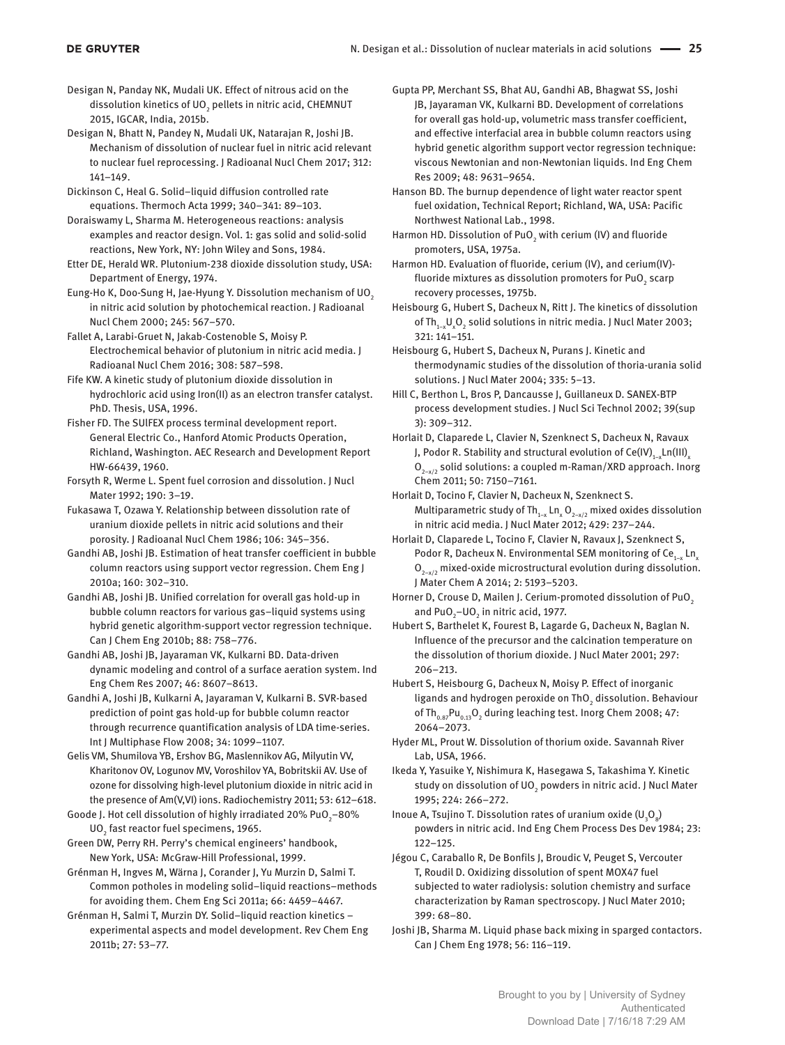Desigan N, Panday NK, Mudali UK. Effect of nitrous acid on the dissolution kinetics of $UO_2$ pellets in nitric acid, CHEMNUT 2015, IGCAR, India, 2015b.

Desigan N, Bhatt N, Pandey N, Mudali UK, Natarajan R, Joshi JB. Mechanism of dissolution of nuclear fuel in nitric acid relevant to nuclear fuel reprocessing. J Radioanal Nucl Chem 2017; 312: 141–149.

Dickinson C, Heal G. Solid–liquid diffusion controlled rate equations. Thermoch Acta 1999; 340–341: 89–103.

Doraiswamy L, Sharma M. Heterogeneous reactions: analysis examples and reactor design. Vol. 1: gas solid and solid-solid reactions, New York, NY: John Wiley and Sons, 1984.

Etter DE, Herald WR. Plutonium-238 dioxide dissolution study, USA: Department of Energy, 1974.

Eung-Ho K, Doo-Sung H, Jae-Hyung Y. Dissolution mechanism of $UO_2$ in nitric acid solution by photochemical reaction. J Radioanal Nucl Chem 2000; 245: 567–570.

Fallet A, Larabi-Gruet N, Jakab-Costenoble S, Moisy P. Electrochemical behavior of plutonium in nitric acid media. J Radioanal Nucl Chem 2016; 308: 587–598.

Fife KW. A kinetic study of plutonium dioxide dissolution in hydrochloric acid using Iron(II) as an electron transfer catalyst. PhD. Thesis, USA, 1996.

Fisher FD. The SUlFEX process terminal development report. General Electric Co., Hanford Atomic Products Operation, Richland, Washington. AEC Research and Development Report HW-66439, 1960.

Forsyth R, Werme L. Spent fuel corrosion and dissolution. J Nucl Mater 1992; 190: 3–19.

Fukasawa T, Ozawa Y. Relationship between dissolution rate of uranium dioxide pellets in nitric acid solutions and their porosity. J Radioanal Nucl Chem 1986; 106: 345–356.

Gandhi AB, Joshi JB. Estimation of heat transfer coefficient in bubble column reactors using support vector regression. Chem Eng J 2010a; 160: 302–310.

Gandhi AB, Joshi JB. Unified correlation for overall gas hold-up in bubble column reactors for various gas–liquid systems using hybrid genetic algorithm-support vector regression technique. Can J Chem Eng 2010b; 88: 758–776.

Gandhi AB, Joshi JB, Jayaraman VK, Kulkarni BD. Data-driven dynamic modeling and control of a surface aeration system. Ind Eng Chem Res 2007; 46: 8607–8613.

Gandhi A, Joshi JB, Kulkarni A, Jayaraman V, Kulkarni B. SVR-based prediction of point gas hold-up for bubble column reactor through recurrence quantification analysis of LDA time-series. Int J Multiphase Flow 2008; 34: 1099–1107.

Gelis VM, Shumilova YB, Ershov BG, Maslennikov AG, Milyutin VV, Kharitonov OV, Logunov MV, Voroshilov YA, Bobritskii AV. Use of ozone for dissolving high-level plutonium dioxide in nitric acid in the presence of Am(V,VI) ions. Radiochemistry 2011; 53: 612–618.

Goode J. Hot cell dissolution of highly irradiated 20% $PuO_2$–80% $UO_2$ fast reactor fuel specimens, 1965.

Green DW, Perry RH. Perry's chemical engineers' handbook, New York, USA: McGraw-Hill Professional, 1999.

Grénman H, Ingves M, Wärna J, Corander J, Yu Murzin D, Salmi T. Common potholes in modeling solid–liquid reactions–methods for avoiding them. Chem Eng Sci 2011a; 66: 4459–4467.

Grénman H, Salmi T, Murzin DY. Solid–liquid reaction kinetics – experimental aspects and model development. Rev Chem Eng 2011b; 27: 53–77.

Gupta PP, Merchant SS, Bhat AU, Gandhi AB, Bhagwat SS, Joshi JB, Jayaraman VK, Kulkarni BD. Development of correlations for overall gas hold-up, volumetric mass transfer coefficient, and effective interfacial area in bubble column reactors using hybrid genetic algorithm support vector regression technique: viscous Newtonian and non-Newtonian liquids. Ind Eng Chem Res 2009; 48: 9631–9654.

Hanson BD. The burnup dependence of light water reactor spent fuel oxidation, Technical Report; Richland, WA, USA: Pacific Northwest National Lab., 1998.

Harmon HD. Dissolution of $PuO_2$ with cerium (IV) and fluoride promoters, USA, 1975a.

Harmon HD. Evaluation of fluoride, cerium (IV), and cerium(IV)-fluoride mixtures as dissolution promoters for $PuO_2$ scarp recovery processes, 1975b.

Heisbourg G, Hubert S, Dacheux N, Ritt J. The kinetics of dissolution of $Th_{1-x}U_xO_2$ solid solutions in nitric media. J Nucl Mater 2003; 321: 141–151.

Heisbourg G, Hubert S, Dacheux N, Purans J. Kinetic and thermodynamic studies of the dissolution of thoria-urania solid solutions. J Nucl Mater 2004; 335: 5–13.

Hill C, Berthon L, Bros P, Dancausse J, Guillaneux D. SANEX-BTP process development studies. J Nucl Sci Technol 2002; 39(sup 3): 309–312.

Horlait D, Claparede L, Clavier N, Szenknect S, Dacheux N, Ravaux J, Podor R. Stability and structural evolution of $Ce(IV)_{1-x}Ln(III)_xO_{2-x/2}$ solid solutions: a coupled m-Raman/XRD approach. Inorg Chem 2011; 50: 7150–7161.

Horlait D, Tocino F, Clavier N, Dacheux N, Szenknect S. Multiparametric study of $Th_{1-x}Ln_xO_{2-x/2}$ mixed oxides dissolution in nitric acid media. J Nucl Mater 2012; 429: 237–244.

Horlait D, Claparede L, Tocino F, Clavier N, Ravaux J, Szenknect S, Podor R, Dacheux N. Environmental SEM monitoring of $Ce_{1-x}Ln_xO_{2-x/2}$ mixed-oxide microstructural evolution during dissolution. J Mater Chem A 2014; 2: 5193–5203.

Horner D, Crouse D, Mailen J. Cerium-promoted dissolution of $PuO_2$ and $PuO_2$–$UO_2$ in nitric acid, 1977.

Hubert S, Barthelet K, Fourest B, Lagarde G, Dacheux N, Baglan N. Influence of the precursor and the calcination temperature on the dissolution of thorium dioxide. J Nucl Mater 2001; 297: 206–213.

Hubert S, Heisbourg G, Dacheux N, Moisy P. Effect of inorganic ligands and hydrogen peroxide on $ThO_2$ dissolution. Behaviour of $Th_{0.87}Pu_{0.13}O_2$ during leaching test. Inorg Chem 2008; 47: 2064–2073.

Hyder ML, Prout W. Dissolution of thorium oxide. Savannah River Lab, USA, 1966.

Ikeda Y, Yasuike Y, Nishimura K, Hasegawa S, Takashima Y. Kinetic study on dissolution of $UO_2$ powders in nitric acid. J Nucl Mater 1995; 224: 266–272.

Inoue A, Tsujino T. Dissolution rates of uranium oxide ($U_3O_8$) powders in nitric acid. Ind Eng Chem Process Des Dev 1984; 23: 122–125.

Jégou C, Caraballo R, De Bonfils J, Broudic V, Peuget S, Vercouter T, Roudil D. Oxidizing dissolution of spent MOX47 fuel subjected to water radiolysis: solution chemistry and surface characterization by Raman spectroscopy. J Nucl Mater 2010; 399: 68–80.

Joshi JB, Sharma M. Liquid phase back mixing in sparged contactors. Can J Chem Eng 1978; 56: 116–119.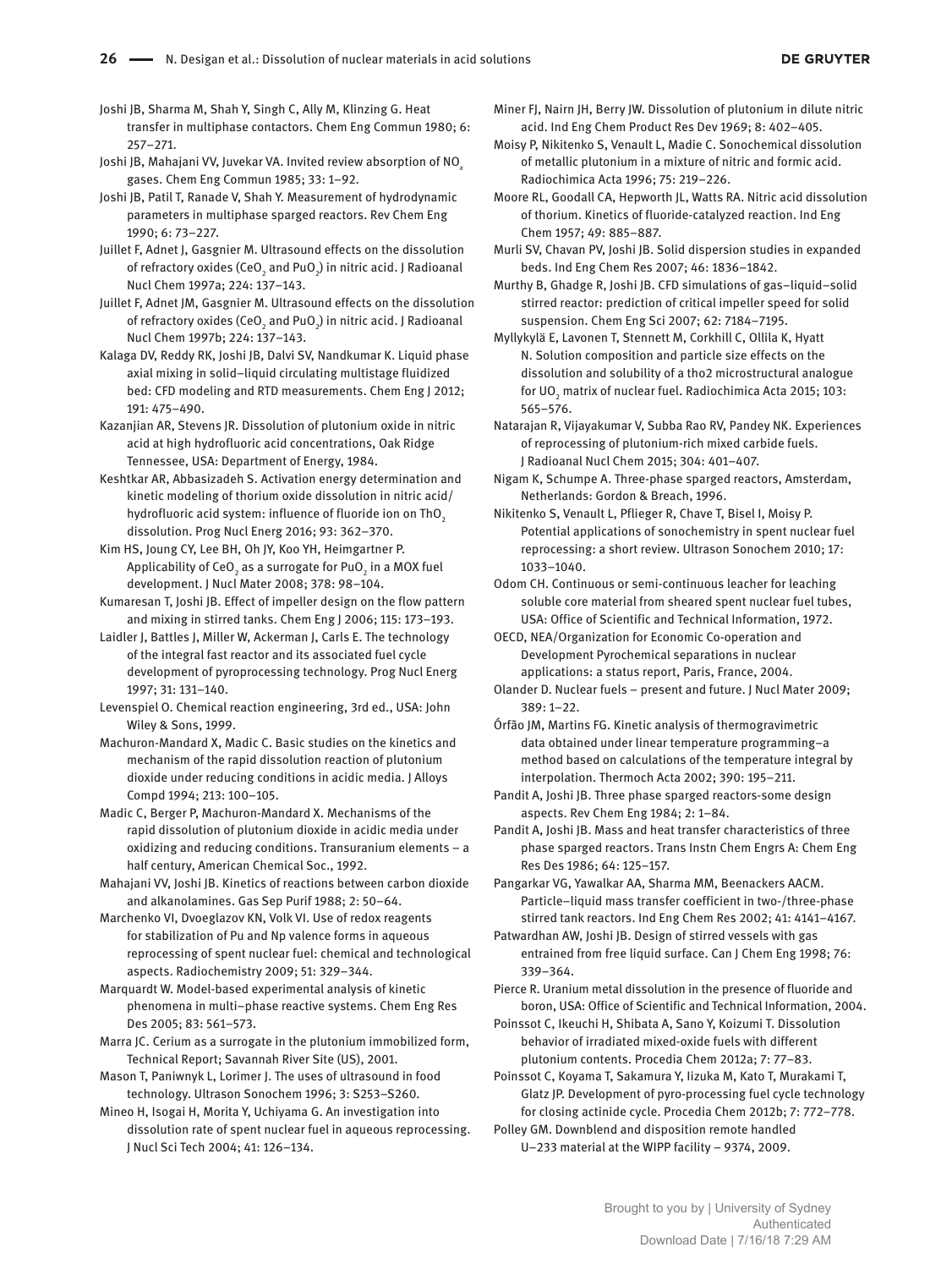Joshi JB, Sharma M, Shah Y, Singh C, Ally M, Klinzing G. Heat transfer in multiphase contactors. Chem Eng Commun 1980; 6: 257–271.

Joshi JB, Mahajani VV, Juvekar VA. Invited review absorption of $NO_x$ gases. Chem Eng Commun 1985; 33: 1–92.

Joshi JB, Patil T, Ranade V, Shah Y. Measurement of hydrodynamic parameters in multiphase sparged reactors. Rev Chem Eng 1990; 6: 73–227.

Juillet F, Adnet J, Gasgnier M. Ultrasound effects on the dissolution of refractory oxides ($CeO_2$ and $PuO_2$) in nitric acid. J Radioanal Nucl Chem 1997a; 224: 137–143.

Juillet F, Adnet JM, Gasgnier M. Ultrasound effects on the dissolution of refractory oxides ($CeO_2$ and $PuO_2$) in nitric acid. J Radioanal Nucl Chem 1997b; 224: 137–143.

Kalaga DV, Reddy RK, Joshi JB, Dalvi SV, Nandkumar K. Liquid phase axial mixing in solid–liquid circulating multistage fluidized bed: CFD modeling and RTD measurements. Chem Eng J 2012; 191: 475–490.

Kazanjian AR, Stevens JR. Dissolution of plutonium oxide in nitric acid at high hydrofluoric acid concentrations, Oak Ridge Tennessee, USA: Department of Energy, 1984.

Keshtkar AR, Abbasizadeh S. Activation energy determination and kinetic modeling of thorium oxide dissolution in nitric acid/hydrofluoric acid system: influence of fluoride ion on $ThO_2$ dissolution. Prog Nucl Energ 2016; 93: 362–370.

Kim HS, Joung CY, Lee BH, Oh JY, Koo YH, Heimgartner P. Applicability of $CeO_2$ as a surrogate for $PuO_2$ in a MOX fuel development. J Nucl Mater 2008; 378: 98–104.

Kumaresan T, Joshi JB. Effect of impeller design on the flow pattern and mixing in stirred tanks. Chem Eng J 2006; 115: 173–193.

Laidler J, Battles J, Miller W, Ackerman J, Carls E. The technology of the integral fast reactor and its associated fuel cycle development of pyroprocessing technology. Prog Nucl Energ 1997; 31: 131–140.

Levenspiel O. Chemical reaction engineering, 3rd ed., USA: John Wiley & Sons, 1999.

Machuron-Mandard X, Madic C. Basic studies on the kinetics and mechanism of the rapid dissolution reaction of plutonium dioxide under reducing conditions in acidic media. J Alloys Compd 1994; 213: 100–105.

Madic C, Berger P, Machuron-Mandard X. Mechanisms of the rapid dissolution of plutonium dioxide in acidic media under oxidizing and reducing conditions. Transuranium elements – a half century, American Chemical Soc., 1992.

Mahajani VV, Joshi JB. Kinetics of reactions between carbon dioxide and alkanolamines. Gas Sep Purif 1988; 2: 50–64.

Marchenko VI, Dvoeglazov KN, Volk VI. Use of redox reagents for stabilization of Pu and Np valence forms in aqueous reprocessing of spent nuclear fuel: chemical and technological aspects. Radiochemistry 2009; 51: 329–344.

Marquardt W. Model-based experimental analysis of kinetic phenomena in multi–phase reactive systems. Chem Eng Res Des 2005; 83: 561–573.

Marra JC. Cerium as a surrogate in the plutonium immobilized form, Technical Report; Savannah River Site (US), 2001.

Mason T, Paniwnyk L, Lorimer J. The uses of ultrasound in food technology. Ultrason Sonochem 1996; 3: S253–S260.

Mineo H, Isogai H, Morita Y, Uchiyama G. An investigation into dissolution rate of spent nuclear fuel in aqueous reprocessing. J Nucl Sci Tech 2004; 41: 126–134.

Miner FJ, Nairn JH, Berry JW. Dissolution of plutonium in dilute nitric acid. Ind Eng Chem Product Res Dev 1969; 8: 402–405.

Moisy P, Nikitenko S, Venault L, Madie C. Sonochemical dissolution of metallic plutonium in a mixture of nitric and formic acid. Radiochimica Acta 1996; 75: 219–226.

Moore RL, Goodall CA, Hepworth JL, Watts RA. Nitric acid dissolution of thorium. Kinetics of fluoride-catalyzed reaction. Ind Eng Chem 1957; 49: 885–887.

Murli SV, Chavan PV, Joshi JB. Solid dispersion studies in expanded beds. Ind Eng Chem Res 2007; 46: 1836–1842.

Murthy B, Ghadge R, Joshi JB. CFD simulations of gas–liquid–solid stirred reactor: prediction of critical impeller speed for solid suspension. Chem Eng Sci 2007; 62: 7184–7195.

Myllykylä E, Lavonen T, Stennett M, Corkhill C, Ollila K, Hyatt N. Solution composition and particle size effects on the dissolution and solubility of a tho2 microstructural analogue for $UO_2$ matrix of nuclear fuel. Radiochimica Acta 2015; 103: 565–576.

Natarajan R, Vijayakumar V, Subba Rao RV, Pandey NK. Experiences of reprocessing of plutonium-rich mixed carbide fuels. J Radioanal Nucl Chem 2015; 304: 401–407.

Nigam K, Schumpe A. Three-phase sparged reactors, Amsterdam, Netherlands: Gordon & Breach, 1996.

Nikitenko S, Venault L, Pflieger R, Chave T, Bisel I, Moisy P. Potential applications of sonochemistry in spent nuclear fuel reprocessing: a short review. Ultrason Sonochem 2010; 17: 1033–1040.

Odom CH. Continuous or semi-continuous leacher for leaching soluble core material from sheared spent nuclear fuel tubes, USA: Office of Scientific and Technical Information, 1972.

OECD, NEA/Organization for Economic Co-operation and Development Pyrochemical separations in nuclear applications: a status report, Paris, France, 2004.

Olander D. Nuclear fuels – present and future. J Nucl Mater 2009; 389: 1–22.

Órfão JM, Martins FG. Kinetic analysis of thermogravimetric data obtained under linear temperature programming–a method based on calculations of the temperature integral by interpolation. Thermoch Acta 2002; 390: 195–211.

Pandit A, Joshi JB. Three phase sparged reactors-some design aspects. Rev Chem Eng 1984; 2: 1–84.

Pandit A, Joshi JB. Mass and heat transfer characteristics of three phase sparged reactors. Trans Instn Chem Engrs A: Chem Eng Res Des 1986; 64: 125–157.

Pangarkar VG, Yawalkar AA, Sharma MM, Beenackers AACM. Particle–liquid mass transfer coefficient in two-/three-phase stirred tank reactors. Ind Eng Chem Res 2002; 41: 4141–4167.

Patwardhan AW, Joshi JB. Design of stirred vessels with gas entrained from free liquid surface. Can J Chem Eng 1998; 76: 339–364.

Pierce R. Uranium metal dissolution in the presence of fluoride and boron, USA: Office of Scientific and Technical Information, 2004.

Poinssot C, Ikeuchi H, Shibata A, Sano Y, Koizumi T. Dissolution behavior of irradiated mixed-oxide fuels with different plutonium contents. Procedia Chem 2012a; 7: 77–83.

Poinssot C, Koyama T, Sakamura Y, Iizuka M, Kato T, Murakami T, Glatz JP. Development of pyro-processing fuel cycle technology for closing actinide cycle. Procedia Chem 2012b; 7: 772–778.

Polley GM. Downblend and disposition remote handled U–233 material at the WIPP facility – 9374, 2009.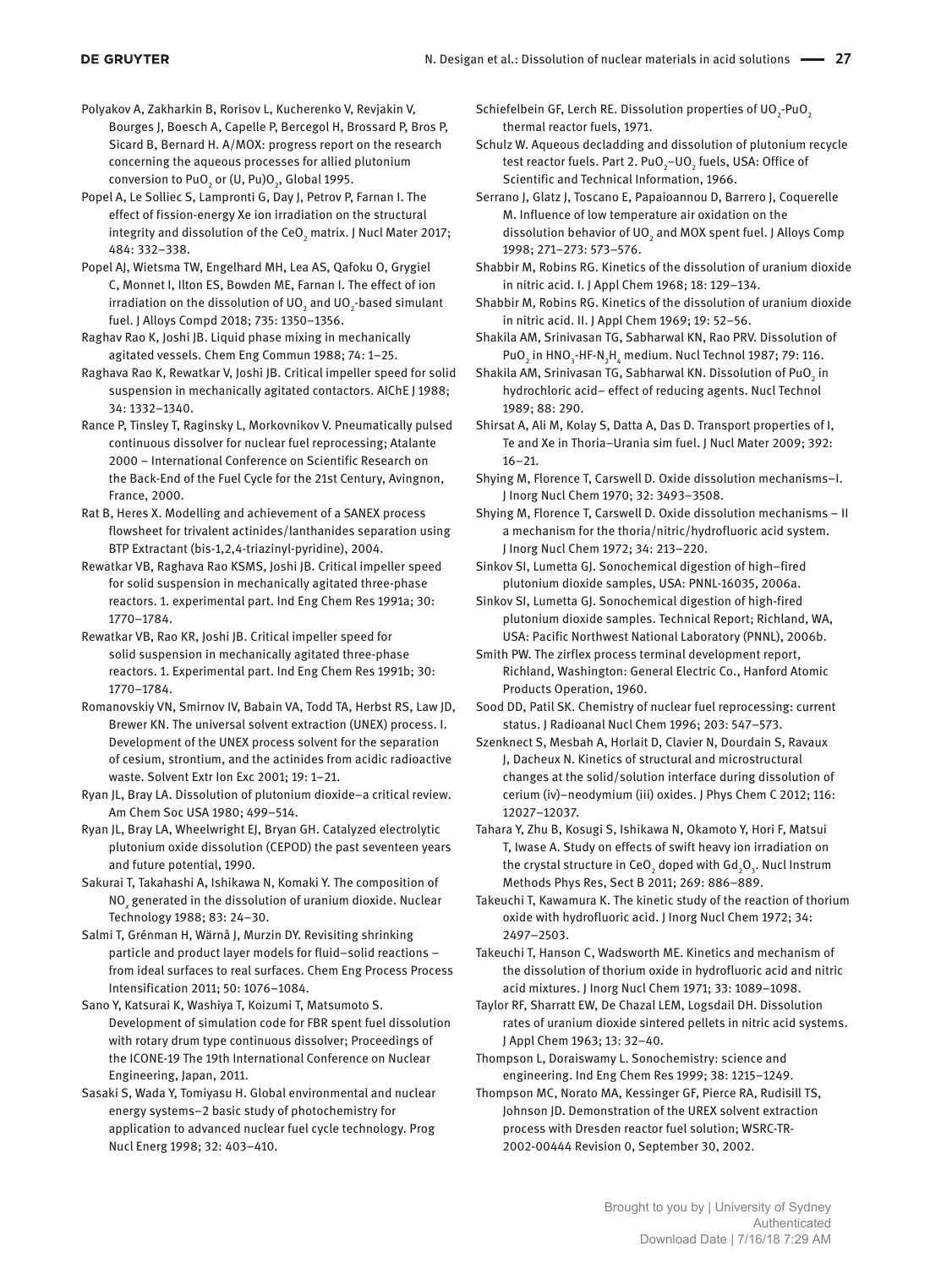Polyakov A, Zakharkin B, Rorisov L, Kucherenko V, Revjakin V, Bourges J, Boesch A, Capelle P, Bercegol H, Brossard P, Bros P, Sicard B, Bernard H. A/MOX: progress report on the research concerning the aqueous processes for allied plutonium conversion to $PuO_2$ or $(U, Pu)O_2$, Global 1995.

Popel A, Le Solliec S, Lampronti G, Day J, Petrov P, Farnan I. The effect of fission-energy Xe ion irradiation on the structural integrity and dissolution of the $CeO_2$ matrix. J Nucl Mater 2017; 484: 332–338.

Popel AJ, Wietsma TW, Engelhard MH, Lea AS, Qafoku O, Grygiel C, Monnet I, Ilton ES, Bowden ME, Farnan I. The effect of ion irradiation on the dissolution of $UO_2$ and $UO_2$-based simulant fuel. J Alloys Compd 2018; 735: 1350–1356.

Raghav Rao K, Joshi JB. Liquid phase mixing in mechanically agitated vessels. Chem Eng Commun 1988; 74: 1–25.

Raghava Rao K, Rewatkar V, Joshi JB. Critical impeller speed for solid suspension in mechanically agitated contactors. AIChE J 1988; 34: 1332–1340.

Rance P, Tinsley T, Raginsky L, Morkovnikov V. Pneumatically pulsed continuous dissolver for nuclear fuel reprocessing; Atalante 2000 – International Conference on Scientific Research on the Back-End of the Fuel Cycle for the 21st Century, Avingnon, France, 2000.

Rat B, Heres X. Modelling and achievement of a SANEX process flowsheet for trivalent actinides/lanthanides separation using BTP Extractant (bis-1,2,4-triazinyl-pyridine), 2004.

Rewatkar VB, Raghava Rao KSMS, Joshi JB. Critical impeller speed for solid suspension in mechanically agitated three-phase reactors. 1. experimental part. Ind Eng Chem Res 1991a; 30: 1770–1784.

Rewatkar VB, Rao KR, Joshi JB. Critical impeller speed for solid suspension in mechanically agitated three-phase reactors. 1. Experimental part. Ind Eng Chem Res 1991b; 30: 1770–1784.

Romanovskiy VN, Smirnov IV, Babain VA, Todd TA, Herbst RS, Law JD, Brewer KN. The universal solvent extraction (UNEX) process. I. Development of the UNEX process solvent for the separation of cesium, strontium, and the actinides from acidic radioactive waste. Solvent Extr Ion Exc 2001; 19: 1–21.

Ryan JL, Bray LA. Dissolution of plutonium dioxide–a critical review. Am Chem Soc USA 1980; 499–514.

Ryan JL, Bray LA, Wheelwright EJ, Bryan GH. Catalyzed electrolytic plutonium oxide dissolution (CEPOD) the past seventeen years and future potential, 1990.

Sakurai T, Takahashi A, Ishikawa N, Komaki Y. The composition of $NO_x$ generated in the dissolution of uranium dioxide. Nuclear Technology 1988; 83: 24–30.

Salmi T, Grénman H, Wärnå J, Murzin DY. Revisiting shrinking particle and product layer models for fluid–solid reactions – from ideal surfaces to real surfaces. Chem Eng Process Process Intensification 2011; 50: 1076–1084.

Sano Y, Katsurai K, Washiya T, Koizumi T, Matsumoto S. Development of simulation code for FBR spent fuel dissolution with rotary drum type continuous dissolver; Proceedings of the ICONE-19 The 19th International Conference on Nuclear Engineering, Japan, 2011.

Sasaki S, Wada Y, Tomiyasu H. Global environmental and nuclear energy systems–2 basic study of photochemistry for application to advanced nuclear fuel cycle technology. Prog Nucl Energ 1998; 32: 403–410.

Schiefelbein GF, Lerch RE. Dissolution properties of $UO_2$-$PuO_2$ thermal reactor fuels, 1971.

Schulz W. Aqueous decladding and dissolution of plutonium recycle test reactor fuels. Part 2. $PuO_2$–$UO_2$ fuels, USA: Office of Scientific and Technical Information, 1966.

Serrano J, Glatz J, Toscano E, Papaioannou D, Barrero J, Coquerelle M. Influence of low temperature air oxidation on the dissolution behavior of $UO_2$ and MOX spent fuel. J Alloys Comp 1998; 271–273: 573–576.

Shabbir M, Robins RG. Kinetics of the dissolution of uranium dioxide in nitric acid. I. J Appl Chem 1968; 18: 129–134.

Shabbir M, Robins RG. Kinetics of the dissolution of uranium dioxide in nitric acid. II. J Appl Chem 1969; 19: 52–56.

Shakila AM, Srinivasan TG, Sabharwal KN, Rao PRV. Dissolution of $PuO_2$ in $HNO_3$-HF-$N_2H_4$ medium. Nucl Technol 1987; 79: 116.

Shakila AM, Srinivasan TG, Sabharwal KN. Dissolution of $PuO_2$ in hydrochloric acid– effect of reducing agents. Nucl Technol 1989; 88: 290.

Shirsat A, Ali M, Kolay S, Datta A, Das D. Transport properties of I, Te and Xe in Thoria–Urania sim fuel. J Nucl Mater 2009; 392: 16–21.

Shying M, Florence T, Carswell D. Oxide dissolution mechanisms–I. J Inorg Nucl Chem 1970; 32: 3493–3508.

Shying M, Florence T, Carswell D. Oxide dissolution mechanisms – II a mechanism for the thoria/nitric/hydrofluoric acid system. J Inorg Nucl Chem 1972; 34: 213–220.

Sinkov SI, Lumetta GJ. Sonochemical digestion of high–fired plutonium dioxide samples, USA: PNNL-16035, 2006a.

Sinkov SI, Lumetta GJ. Sonochemical digestion of high-fired plutonium dioxide samples. Technical Report; Richland, WA, USA: Pacific Northwest National Laboratory (PNNL), 2006b.

Smith PW. The zirflex process terminal development report, Richland, Washington: General Electric Co., Hanford Atomic Products Operation, 1960.

Sood DD, Patil SK. Chemistry of nuclear fuel reprocessing: current status. J Radioanal Nucl Chem 1996; 203: 547–573.

Szenknect S, Mesbah A, Horlait D, Clavier N, Dourdain S, Ravaux J, Dacheux N. Kinetics of structural and microstructural changes at the solid/solution interface during dissolution of cerium (iv)–neodymium (iii) oxides. J Phys Chem C 2012; 116: 12027–12037.

Tahara Y, Zhu B, Kosugi S, Ishikawa N, Okamoto Y, Hori F, Matsui T, Iwase A. Study on effects of swift heavy ion irradiation on the crystal structure in $CeO_2$ doped with $Gd_2O_3$. Nucl Instrum Methods Phys Res, Sect B 2011; 269: 886–889.

Takeuchi T, Kawamura K. The kinetic study of the reaction of thorium oxide with hydrofluoric acid. J Inorg Nucl Chem 1972; 34: 2497–2503.

Takeuchi T, Hanson C, Wadsworth ME. Kinetics and mechanism of the dissolution of thorium oxide in hydrofluoric acid and nitric acid mixtures. J Inorg Nucl Chem 1971; 33: 1089–1098.

Taylor RF, Sharratt EW, De Chazal LEM, Logsdail DH. Dissolution rates of uranium dioxide sintered pellets in nitric acid systems. J Appl Chem 1963; 13: 32–40.

Thompson L, Doraiswamy L. Sonochemistry: science and engineering. Ind Eng Chem Res 1999; 38: 1215–1249.

Thompson MC, Norato MA, Kessinger GF, Pierce RA, Rudisill TS, Johnson JD. Demonstration of the UREX solvent extraction process with Dresden reactor fuel solution; WSRC-TR-2002-00444 Revision 0, September 30, 2002.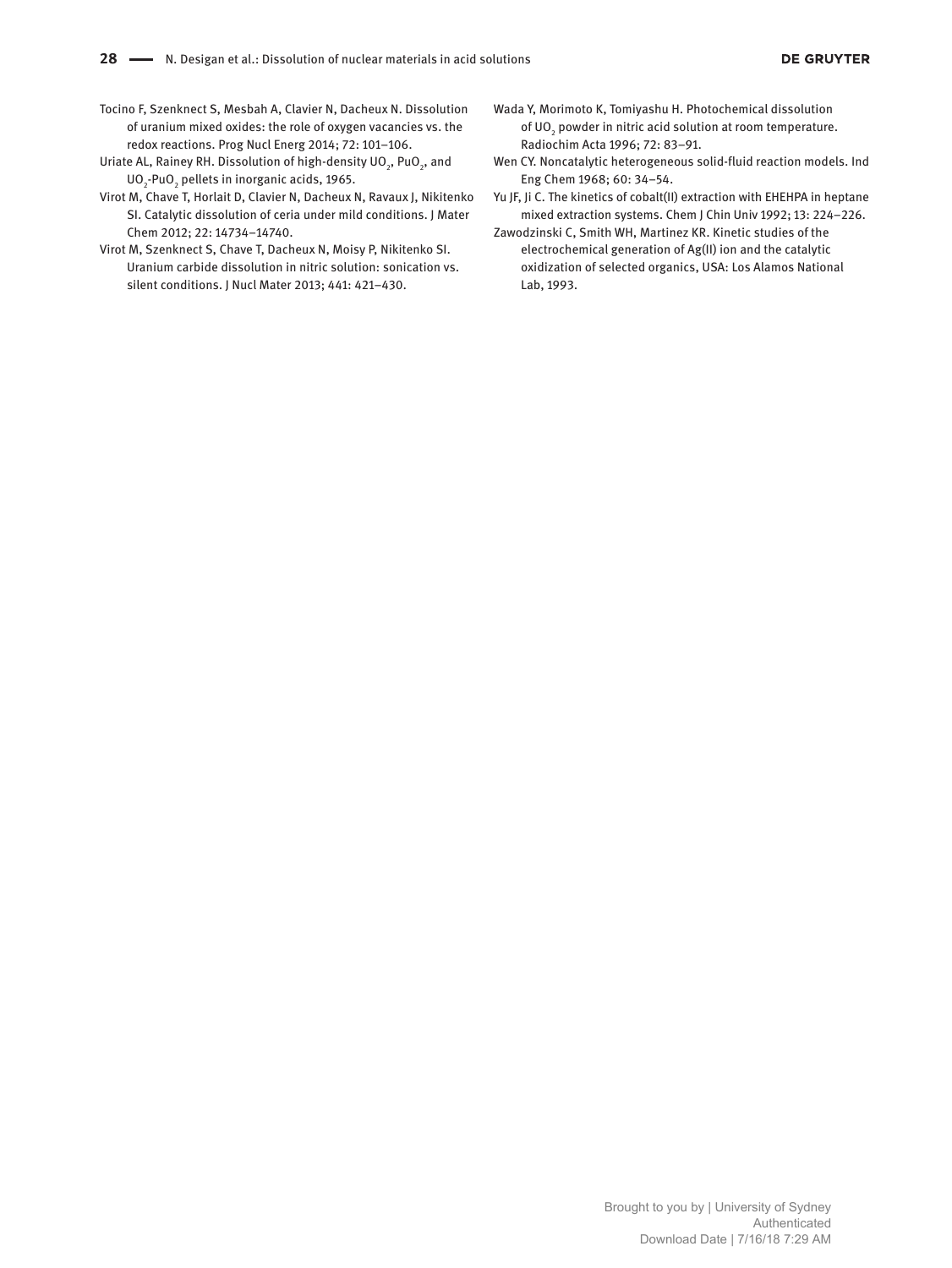Tocino F, Szenknect S, Mesbah A, Clavier N, Dacheux N. Dissolution of uranium mixed oxides: the role of oxygen vacancies vs. the redox reactions. Prog Nucl Energ 2014; 72: 101–106.

Uriate AL, Rainey RH. Dissolution of high-density $UO_2$, $PuO_2$, and $UO_2$-$PuO_2$ pellets in inorganic acids, 1965.

Virot M, Chave T, Horlait D, Clavier N, Dacheux N, Ravaux J, Nikitenko SI. Catalytic dissolution of ceria under mild conditions. J Mater Chem 2012; 22: 14734–14740.

Virot M, Szenknect S, Chave T, Dacheux N, Moisy P, Nikitenko SI. Uranium carbide dissolution in nitric solution: sonication vs. silent conditions. J Nucl Mater 2013; 441: 421–430.

Wada Y, Morimoto K, Tomiyashu H. Photochemical dissolution of $UO_2$ powder in nitric acid solution at room temperature. Radiochim Acta 1996; 72: 83–91.

Wen CY. Noncatalytic heterogeneous solid-fluid reaction models. Ind Eng Chem 1968; 60: 34–54.

Yu JF, Ji C. The kinetics of cobalt(II) extraction with EHEHPA in heptane mixed extraction systems. Chem J Chin Univ 1992; 13: 224–226.

Zawodzinski C, Smith WH, Martinez KR. Kinetic studies of the electrochemical generation of Ag(II) ion and the catalytic oxidization of selected organics, USA: Los Alamos National Lab, 1993.